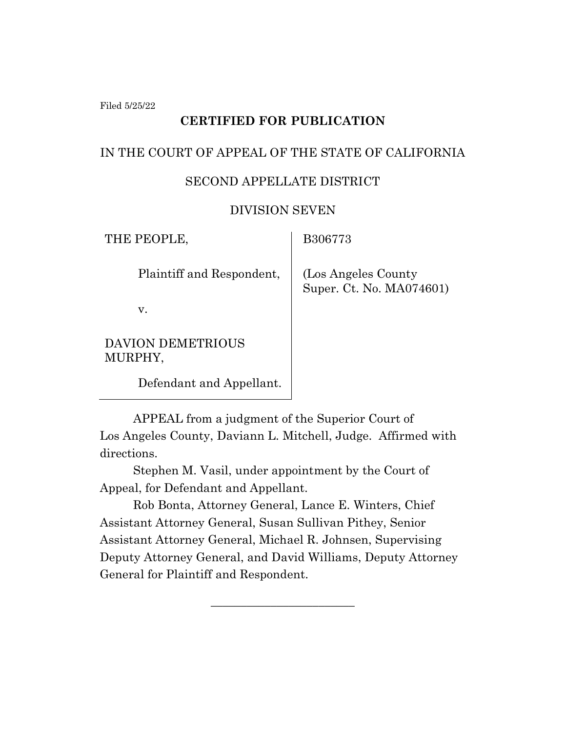Filed 5/25/22

**CERTIFIED FOR PUBLICATION**

IN THE COURT OF APPEAL OF THE STATE OF CALIFORNIA

SECOND APPELLATE DISTRICT

DIVISION SEVEN

| | |
|---|---|
| THE PEOPLE,<br><br>Plaintiff and Respondent,<br><br>v.<br><br>DAVION DEMETRIOUS MURPHY,<br><br>Defendant and Appellant. | B306773<br><br>(Los Angeles County Super. Ct. No. MA074601) |

APPEAL from a judgment of the Superior Court of Los Angeles County, Daviann L. Mitchell, Judge. Affirmed with directions.

Stephen M. Vasil, under appointment by the Court of Appeal, for Defendant and Appellant.

Rob Bonta, Attorney General, Lance E. Winters, Chief Assistant Attorney General, Susan Sullivan Pithey, Senior Assistant Attorney General, Michael R. Johnsen, Supervising Deputy Attorney General, and David Williams, Deputy Attorney General for Plaintiff and Respondent.

\_\_\_\_\_\_\_\_\_\_\_\_\_\_\_\_\_\_\_\_\_\_\_\_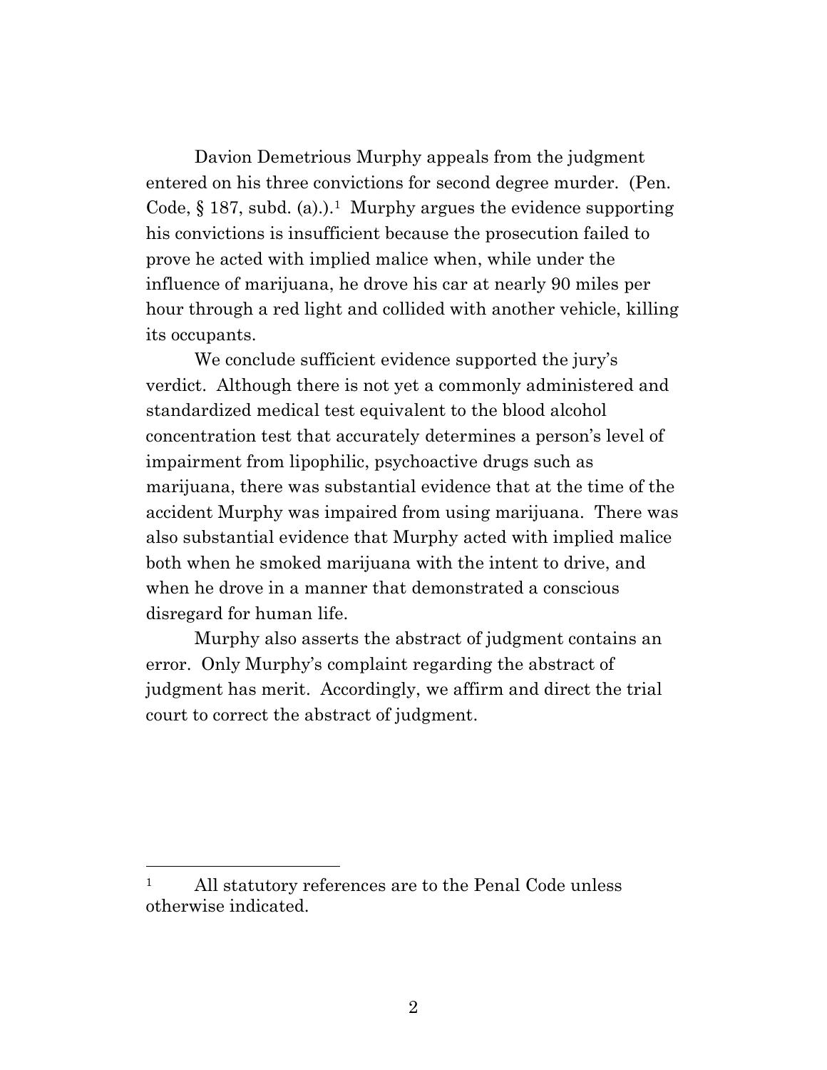Davion Demetrious Murphy appeals from the judgment entered on his three convictions for second degree murder. (Pen. Code, § 187, subd. (a).).[1] Murphy argues the evidence supporting his convictions is insufficient because the prosecution failed to prove he acted with implied malice when, while under the influence of marijuana, he drove his car at nearly 90 miles per hour through a red light and collided with another vehicle, killing its occupants.

We conclude sufficient evidence supported the jury's verdict. Although there is not yet a commonly administered and standardized medical test equivalent to the blood alcohol concentration test that accurately determines a person's level of impairment from lipophilic, psychoactive drugs such as marijuana, there was substantial evidence that at the time of the accident Murphy was impaired from using marijuana. There was also substantial evidence that Murphy acted with implied malice both when he smoked marijuana with the intent to drive, and when he drove in a manner that demonstrated a conscious disregard for human life.

Murphy also asserts the abstract of judgment contains an error. Only Murphy's complaint regarding the abstract of judgment has merit. Accordingly, we affirm and direct the trial court to correct the abstract of judgment.

---

[1] All statutory references are to the Penal Code unless otherwise indicated.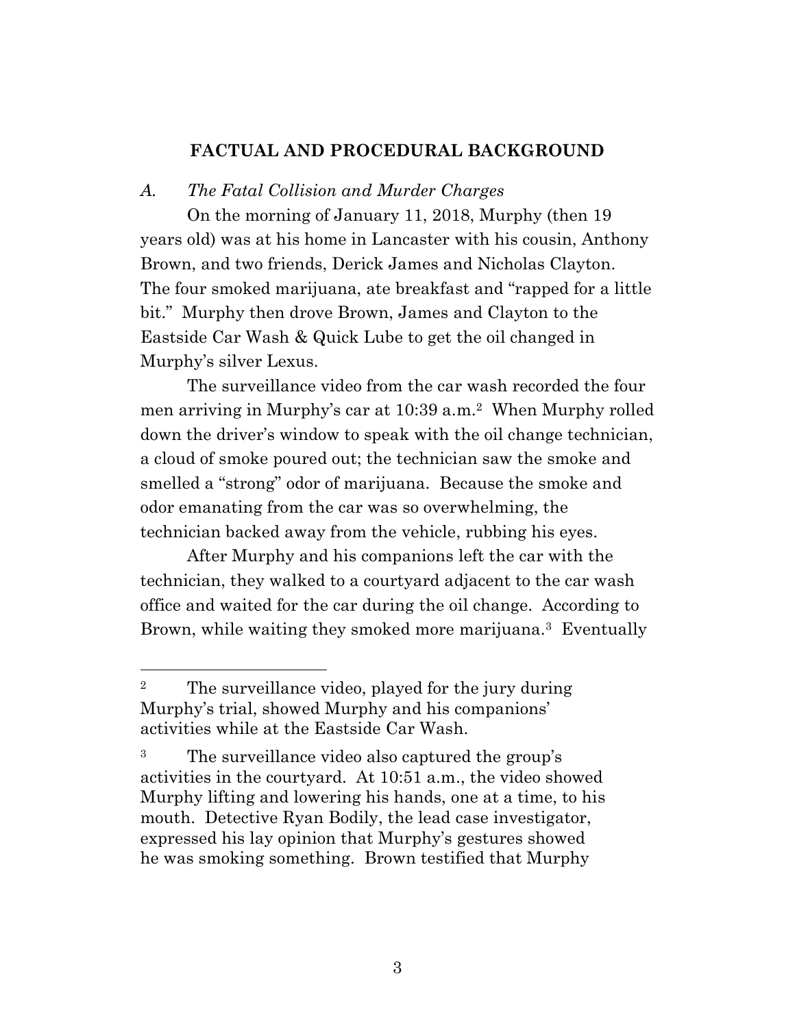## FACTUAL AND PROCEDURAL BACKGROUND

### *A. The Fatal Collision and Murder Charges*

On the morning of January 11, 2018, Murphy (then 19 years old) was at his home in Lancaster with his cousin, Anthony Brown, and two friends, Derick James and Nicholas Clayton. The four smoked marijuana, ate breakfast and "rapped for a little bit." Murphy then drove Brown, James and Clayton to the Eastside Car Wash & Quick Lube to get the oil changed in Murphy's silver Lexus.

The surveillance video from the car wash recorded the four men arriving in Murphy's car at 10:39 a.m.[2] When Murphy rolled down the driver's window to speak with the oil change technician, a cloud of smoke poured out; the technician saw the smoke and smelled a "strong" odor of marijuana. Because the smoke and odor emanating from the car was so overwhelming, the technician backed away from the vehicle, rubbing his eyes.

After Murphy and his companions left the car with the technician, they walked to a courtyard adjacent to the car wash office and waited for the car during the oil change. According to Brown, while waiting they smoked more marijuana.[3] Eventually

---

[2] The surveillance video, played for the jury during Murphy's trial, showed Murphy and his companions' activities while at the Eastside Car Wash.

[3] The surveillance video also captured the group's activities in the courtyard. At 10:51 a.m., the video showed Murphy lifting and lowering his hands, one at a time, to his mouth. Detective Ryan Bodily, the lead case investigator, expressed his lay opinion that Murphy's gestures showed he was smoking something. Brown testified that Murphy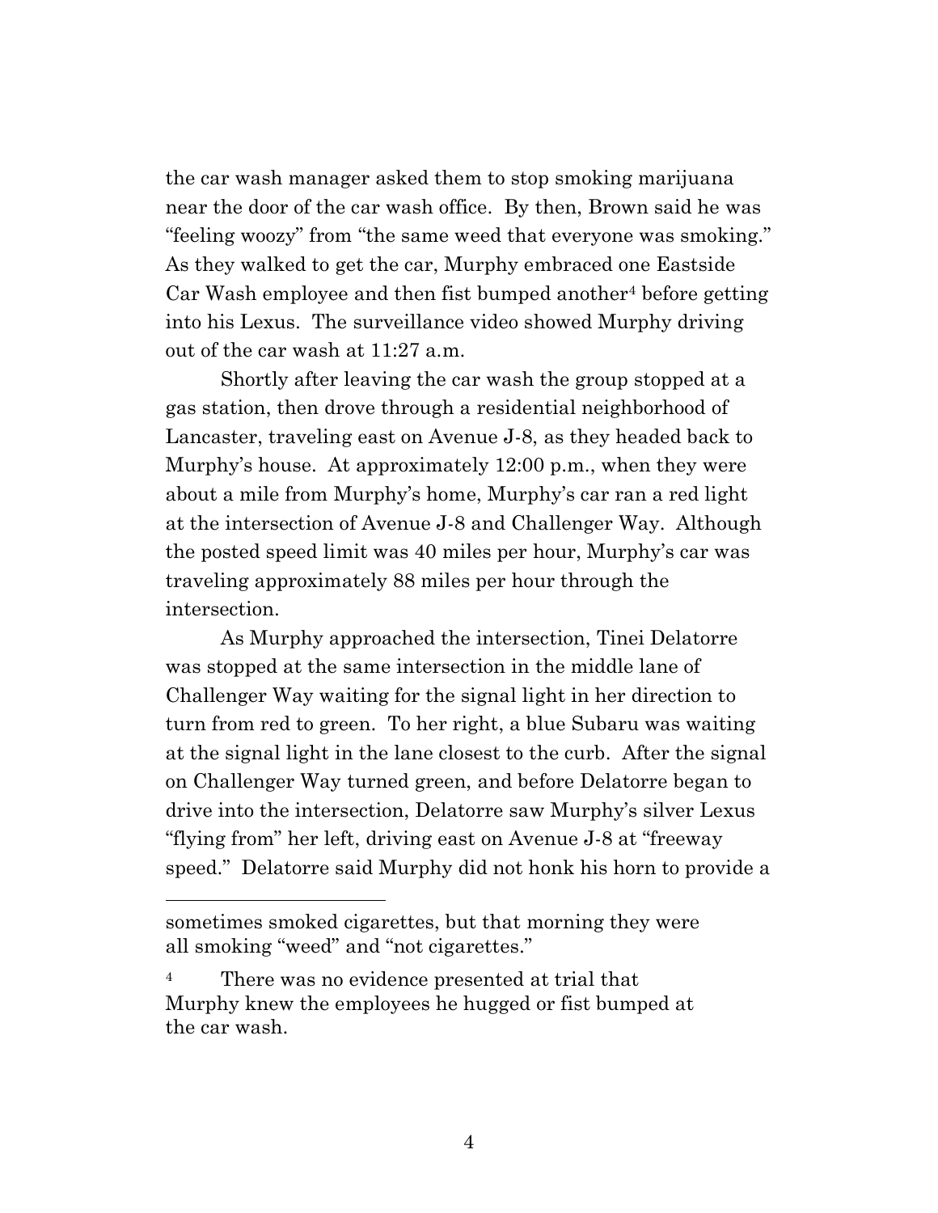the car wash manager asked them to stop smoking marijuana near the door of the car wash office. By then, Brown said he was "feeling woozy" from "the same weed that everyone was smoking." As they walked to get the car, Murphy embraced one Eastside Car Wash employee and then fist bumped another[4] before getting into his Lexus. The surveillance video showed Murphy driving out of the car wash at 11:27 a.m.

Shortly after leaving the car wash the group stopped at a gas station, then drove through a residential neighborhood of Lancaster, traveling east on Avenue J-8, as they headed back to Murphy's house. At approximately 12:00 p.m., when they were about a mile from Murphy's home, Murphy's car ran a red light at the intersection of Avenue J-8 and Challenger Way. Although the posted speed limit was 40 miles per hour, Murphy's car was traveling approximately 88 miles per hour through the intersection.

As Murphy approached the intersection, Tinei Delatorre was stopped at the same intersection in the middle lane of Challenger Way waiting for the signal light in her direction to turn from red to green. To her right, a blue Subaru was waiting at the signal light in the lane closest to the curb. After the signal on Challenger Way turned green, and before Delatorre began to drive into the intersection, Delatorre saw Murphy's silver Lexus "flying from" her left, driving east on Avenue J-8 at "freeway speed." Delatorre said Murphy did not honk his horn to provide a

---

sometimes smoked cigarettes, but that morning they were all smoking "weed" and "not cigarettes."

[4] There was no evidence presented at trial that Murphy knew the employees he hugged or fist bumped at the car wash.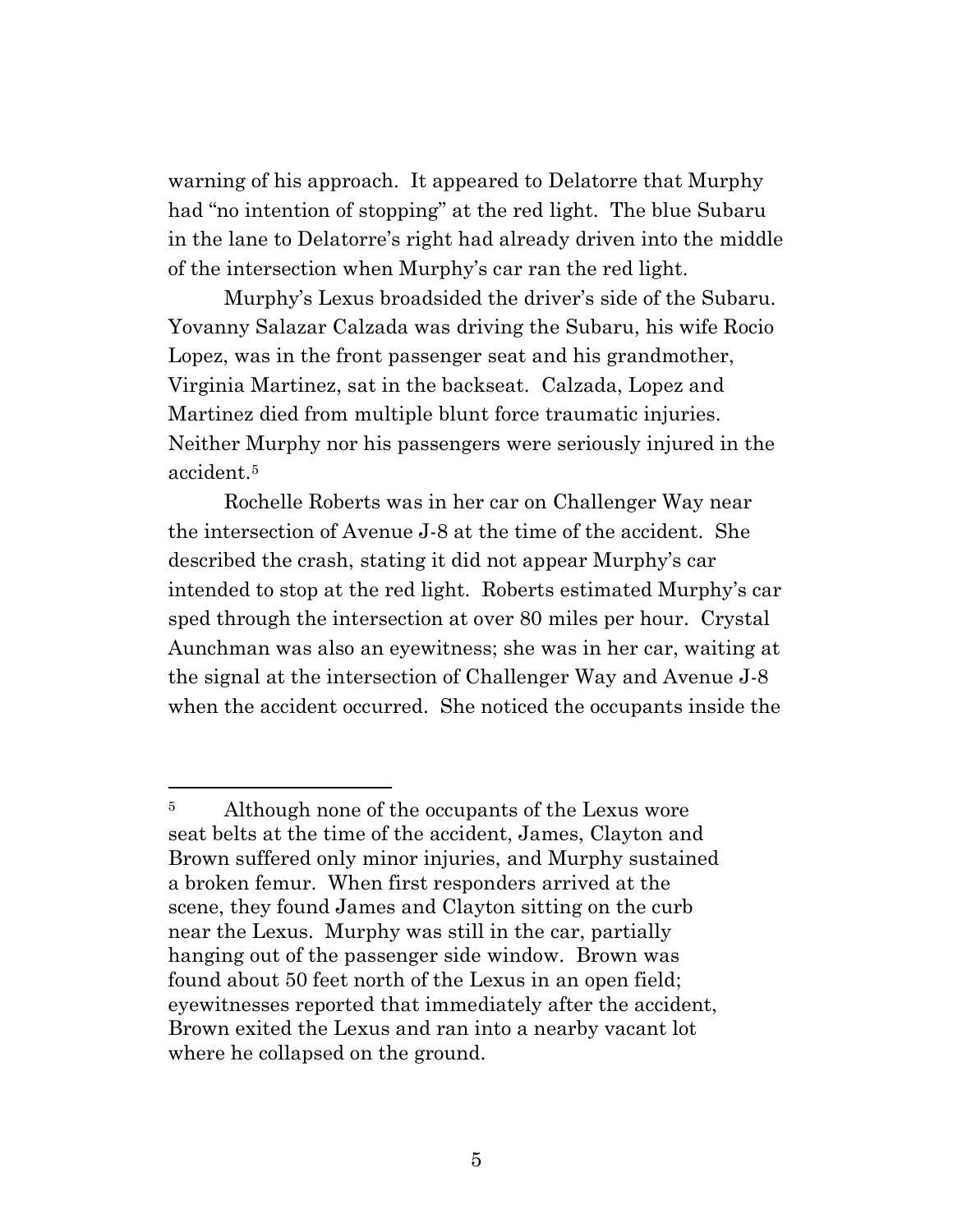warning of his approach. It appeared to Delatorre that Murphy had "no intention of stopping" at the red light. The blue Subaru in the lane to Delatorre's right had already driven into the middle of the intersection when Murphy's car ran the red light.

Murphy's Lexus broadsided the driver's side of the Subaru. Yovanny Salazar Calzada was driving the Subaru, his wife Rocio Lopez, was in the front passenger seat and his grandmother, Virginia Martinez, sat in the backseat. Calzada, Lopez and Martinez died from multiple blunt force traumatic injuries. Neither Murphy nor his passengers were seriously injured in the accident.[5]

Rochelle Roberts was in her car on Challenger Way near the intersection of Avenue J-8 at the time of the accident. She described the crash, stating it did not appear Murphy's car intended to stop at the red light. Roberts estimated Murphy's car sped through the intersection at over 80 miles per hour. Crystal Aunchman was also an eyewitness; she was in her car, waiting at the signal at the intersection of Challenger Way and Avenue J-8 when the accident occurred. She noticed the occupants inside the

---

[5] Although none of the occupants of the Lexus wore seat belts at the time of the accident, James, Clayton and Brown suffered only minor injuries, and Murphy sustained a broken femur. When first responders arrived at the scene, they found James and Clayton sitting on the curb near the Lexus. Murphy was still in the car, partially hanging out of the passenger side window. Brown was found about 50 feet north of the Lexus in an open field; eyewitnesses reported that immediately after the accident, Brown exited the Lexus and ran into a nearby vacant lot where he collapsed on the ground.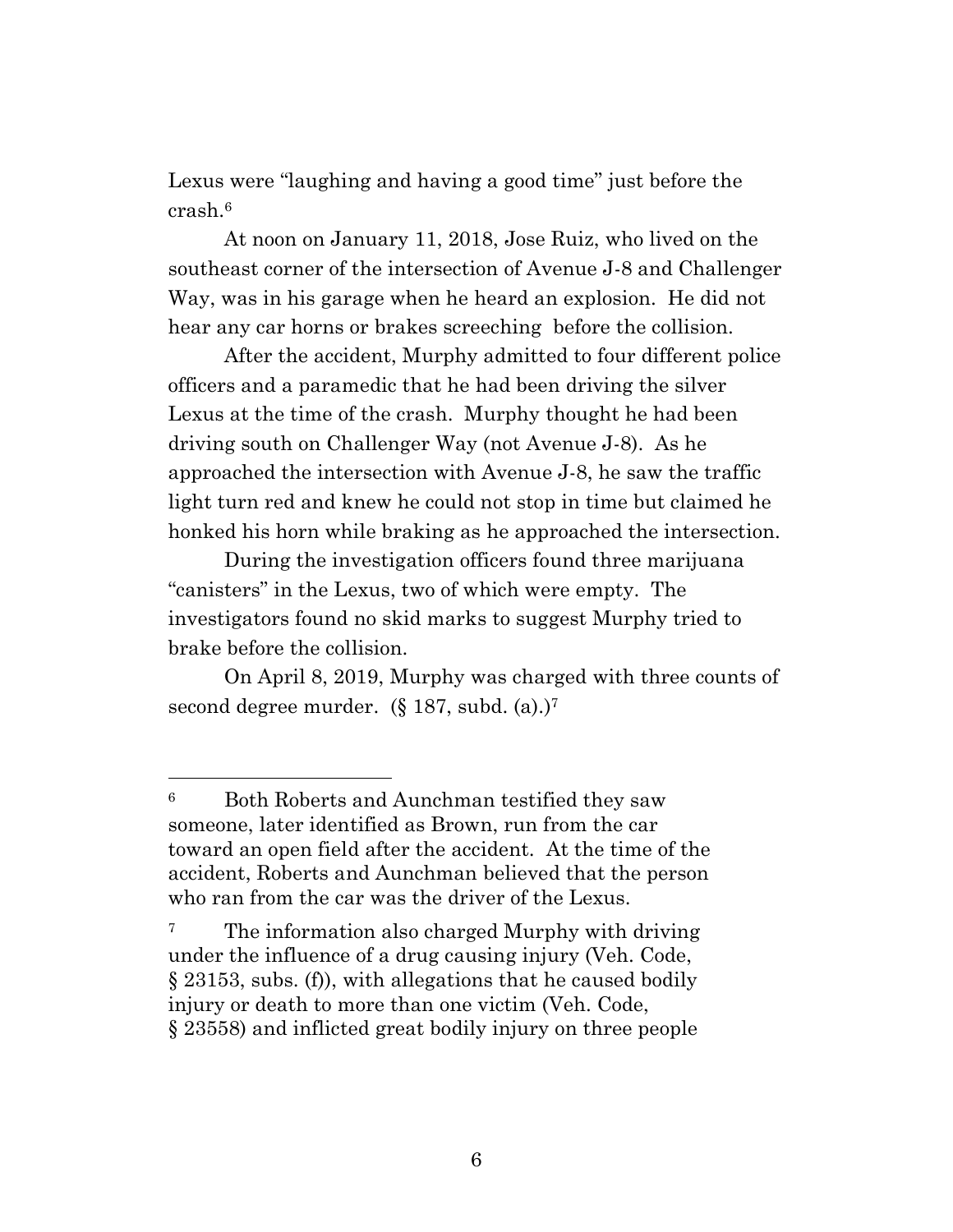Lexus were "laughing and having a good time" just before the crash.[6]

At noon on January 11, 2018, Jose Ruiz, who lived on the southeast corner of the intersection of Avenue J-8 and Challenger Way, was in his garage when he heard an explosion. He did not hear any car horns or brakes screeching before the collision.

After the accident, Murphy admitted to four different police officers and a paramedic that he had been driving the silver Lexus at the time of the crash. Murphy thought he had been driving south on Challenger Way (not Avenue J-8). As he approached the intersection with Avenue J-8, he saw the traffic light turn red and knew he could not stop in time but claimed he honked his horn while braking as he approached the intersection.

During the investigation officers found three marijuana "canisters" in the Lexus, two of which were empty. The investigators found no skid marks to suggest Murphy tried to brake before the collision.

On April 8, 2019, Murphy was charged with three counts of second degree murder. (§ 187, subd. (a).)[7]

---

[6] Both Roberts and Aunchman testified they saw someone, later identified as Brown, run from the car toward an open field after the accident. At the time of the accident, Roberts and Aunchman believed that the person who ran from the car was the driver of the Lexus.

[7] The information also charged Murphy with driving under the influence of a drug causing injury (Veh. Code, § 23153, subs. (f)), with allegations that he caused bodily injury or death to more than one victim (Veh. Code, § 23558) and inflicted great bodily injury on three people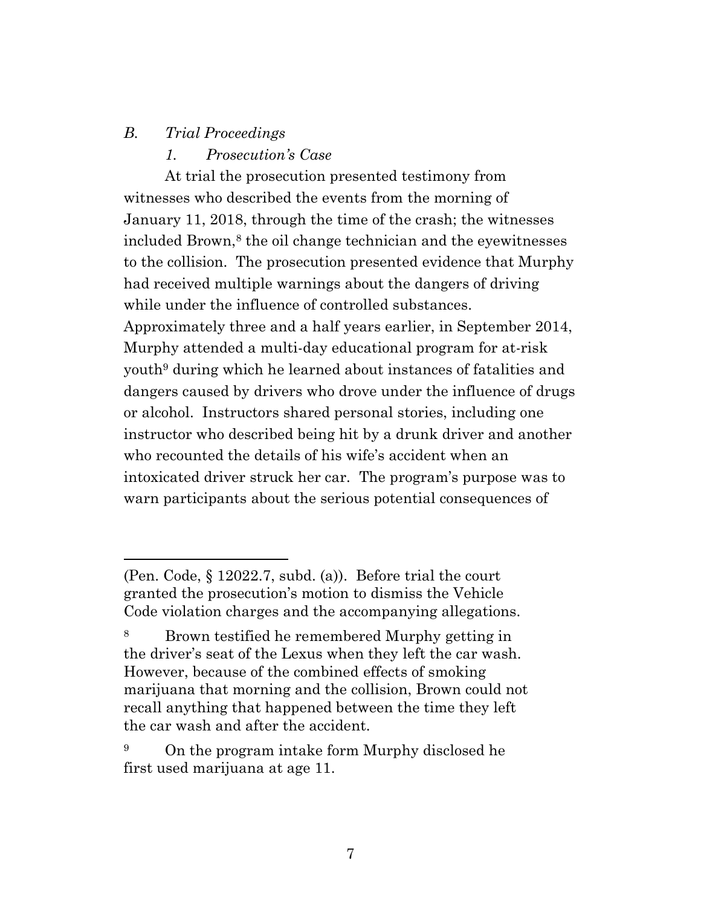*B. Trial Proceedings*

*1. Prosecution's Case*

At trial the prosecution presented testimony from witnesses who described the events from the morning of January 11, 2018, through the time of the crash; the witnesses included Brown,[8] the oil change technician and the eyewitnesses to the collision. The prosecution presented evidence that Murphy had received multiple warnings about the dangers of driving while under the influence of controlled substances. Approximately three and a half years earlier, in September 2014, Murphy attended a multi-day educational program for at-risk youth[9] during which he learned about instances of fatalities and dangers caused by drivers who drove under the influence of drugs or alcohol. Instructors shared personal stories, including one instructor who described being hit by a drunk driver and another who recounted the details of his wife's accident when an intoxicated driver struck her car. The program's purpose was to warn participants about the serious potential consequences of

---

(Pen. Code, § 12022.7, subd. (a)). Before trial the court granted the prosecution's motion to dismiss the Vehicle Code violation charges and the accompanying allegations.

[8] Brown testified he remembered Murphy getting in the driver's seat of the Lexus when they left the car wash. However, because of the combined effects of smoking marijuana that morning and the collision, Brown could not recall anything that happened between the time they left the car wash and after the accident.

[9] On the program intake form Murphy disclosed he first used marijuana at age 11.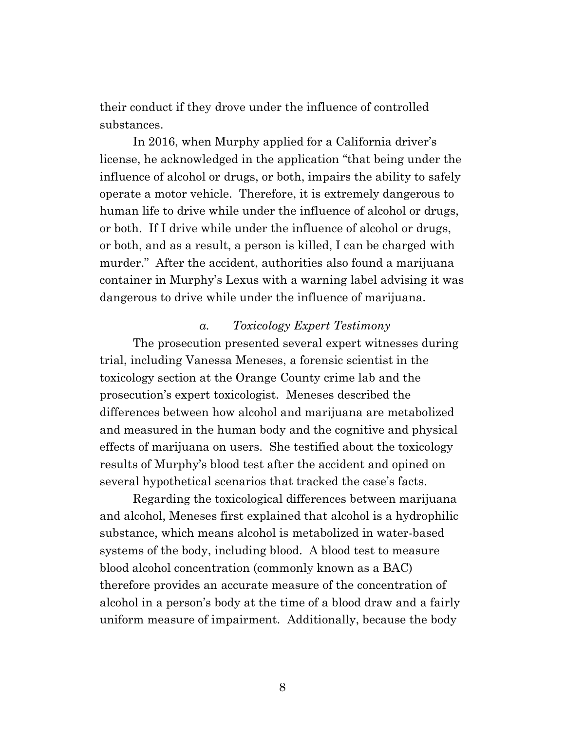their conduct if they drove under the influence of controlled substances.

In 2016, when Murphy applied for a California driver's license, he acknowledged in the application "that being under the influence of alcohol or drugs, or both, impairs the ability to safely operate a motor vehicle. Therefore, it is extremely dangerous to human life to drive while under the influence of alcohol or drugs, or both. If I drive while under the influence of alcohol or drugs, or both, and as a result, a person is killed, I can be charged with murder." After the accident, authorities also found a marijuana container in Murphy's Lexus with a warning label advising it was dangerous to drive while under the influence of marijuana.

#### *a. Toxicology Expert Testimony*

The prosecution presented several expert witnesses during trial, including Vanessa Meneses, a forensic scientist in the toxicology section at the Orange County crime lab and the prosecution's expert toxicologist. Meneses described the differences between how alcohol and marijuana are metabolized and measured in the human body and the cognitive and physical effects of marijuana on users. She testified about the toxicology results of Murphy's blood test after the accident and opined on several hypothetical scenarios that tracked the case's facts.

Regarding the toxicological differences between marijuana and alcohol, Meneses first explained that alcohol is a hydrophilic substance, which means alcohol is metabolized in water-based systems of the body, including blood. A blood test to measure blood alcohol concentration (commonly known as a BAC) therefore provides an accurate measure of the concentration of alcohol in a person's body at the time of a blood draw and a fairly uniform measure of impairment. Additionally, because the body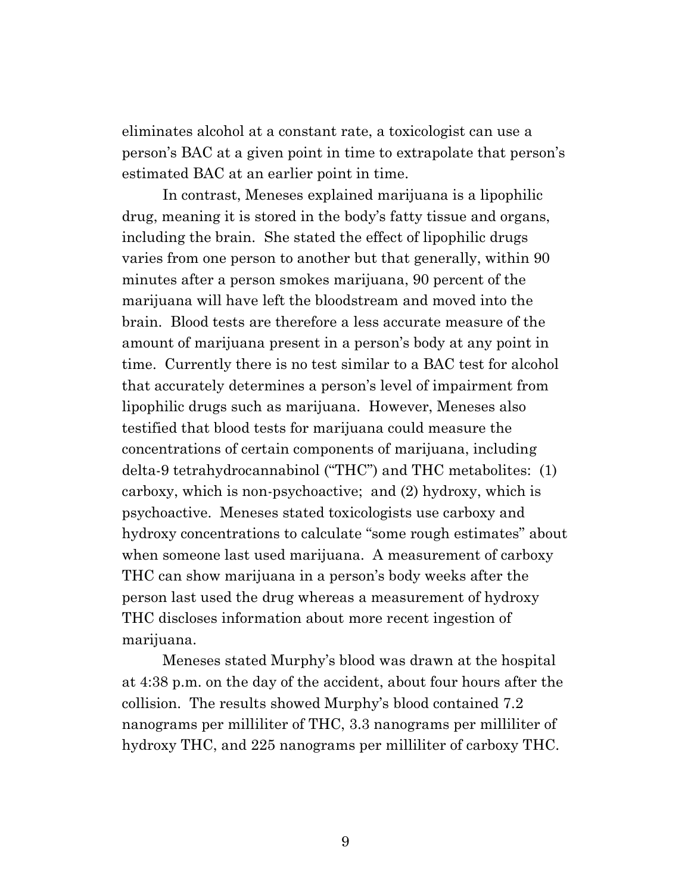eliminates alcohol at a constant rate, a toxicologist can use a person's BAC at a given point in time to extrapolate that person's estimated BAC at an earlier point in time.

In contrast, Meneses explained marijuana is a lipophilic drug, meaning it is stored in the body's fatty tissue and organs, including the brain. She stated the effect of lipophilic drugs varies from one person to another but that generally, within 90 minutes after a person smokes marijuana, 90 percent of the marijuana will have left the bloodstream and moved into the brain. Blood tests are therefore a less accurate measure of the amount of marijuana present in a person's body at any point in time. Currently there is no test similar to a BAC test for alcohol that accurately determines a person's level of impairment from lipophilic drugs such as marijuana. However, Meneses also testified that blood tests for marijuana could measure the concentrations of certain components of marijuana, including delta-9 tetrahydrocannabinol ("THC") and THC metabolites: (1) carboxy, which is non-psychoactive; and (2) hydroxy, which is psychoactive. Meneses stated toxicologists use carboxy and hydroxy concentrations to calculate "some rough estimates" about when someone last used marijuana. A measurement of carboxy THC can show marijuana in a person's body weeks after the person last used the drug whereas a measurement of hydroxy THC discloses information about more recent ingestion of marijuana.

Meneses stated Murphy's blood was drawn at the hospital at 4:38 p.m. on the day of the accident, about four hours after the collision. The results showed Murphy's blood contained 7.2 nanograms per milliliter of THC, 3.3 nanograms per milliliter of hydroxy THC, and 225 nanograms per milliliter of carboxy THC.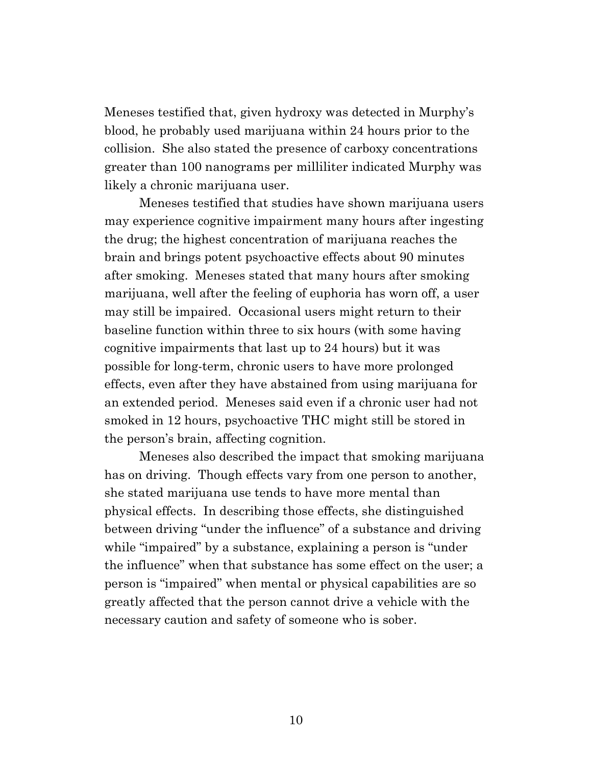Meneses testified that, given hydroxy was detected in Murphy's blood, he probably used marijuana within 24 hours prior to the collision. She also stated the presence of carboxy concentrations greater than 100 nanograms per milliliter indicated Murphy was likely a chronic marijuana user.

Meneses testified that studies have shown marijuana users may experience cognitive impairment many hours after ingesting the drug; the highest concentration of marijuana reaches the brain and brings potent psychoactive effects about 90 minutes after smoking. Meneses stated that many hours after smoking marijuana, well after the feeling of euphoria has worn off, a user may still be impaired. Occasional users might return to their baseline function within three to six hours (with some having cognitive impairments that last up to 24 hours) but it was possible for long-term, chronic users to have more prolonged effects, even after they have abstained from using marijuana for an extended period. Meneses said even if a chronic user had not smoked in 12 hours, psychoactive THC might still be stored in the person's brain, affecting cognition.

Meneses also described the impact that smoking marijuana has on driving. Though effects vary from one person to another, she stated marijuana use tends to have more mental than physical effects. In describing those effects, she distinguished between driving "under the influence" of a substance and driving while "impaired" by a substance, explaining a person is "under the influence" when that substance has some effect on the user; a person is "impaired" when mental or physical capabilities are so greatly affected that the person cannot drive a vehicle with the necessary caution and safety of someone who is sober.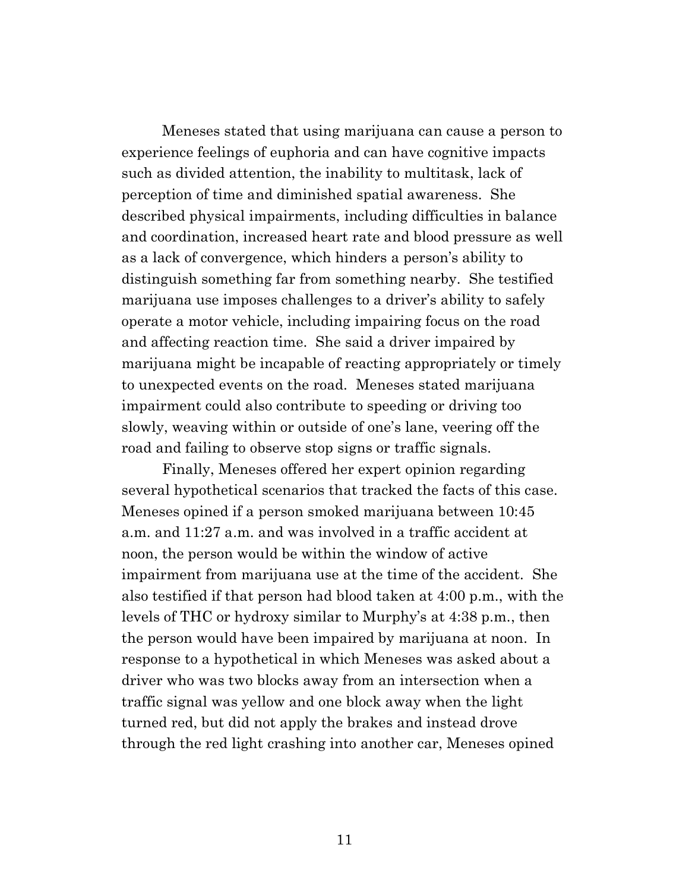Meneses stated that using marijuana can cause a person to experience feelings of euphoria and can have cognitive impacts such as divided attention, the inability to multitask, lack of perception of time and diminished spatial awareness. She described physical impairments, including difficulties in balance and coordination, increased heart rate and blood pressure as well as a lack of convergence, which hinders a person's ability to distinguish something far from something nearby. She testified marijuana use imposes challenges to a driver's ability to safely operate a motor vehicle, including impairing focus on the road and affecting reaction time. She said a driver impaired by marijuana might be incapable of reacting appropriately or timely to unexpected events on the road. Meneses stated marijuana impairment could also contribute to speeding or driving too slowly, weaving within or outside of one's lane, veering off the road and failing to observe stop signs or traffic signals.

Finally, Meneses offered her expert opinion regarding several hypothetical scenarios that tracked the facts of this case. Meneses opined if a person smoked marijuana between 10:45 a.m. and 11:27 a.m. and was involved in a traffic accident at noon, the person would be within the window of active impairment from marijuana use at the time of the accident. She also testified if that person had blood taken at 4:00 p.m., with the levels of THC or hydroxy similar to Murphy's at 4:38 p.m., then the person would have been impaired by marijuana at noon. In response to a hypothetical in which Meneses was asked about a driver who was two blocks away from an intersection when a traffic signal was yellow and one block away when the light turned red, but did not apply the brakes and instead drove through the red light crashing into another car, Meneses opined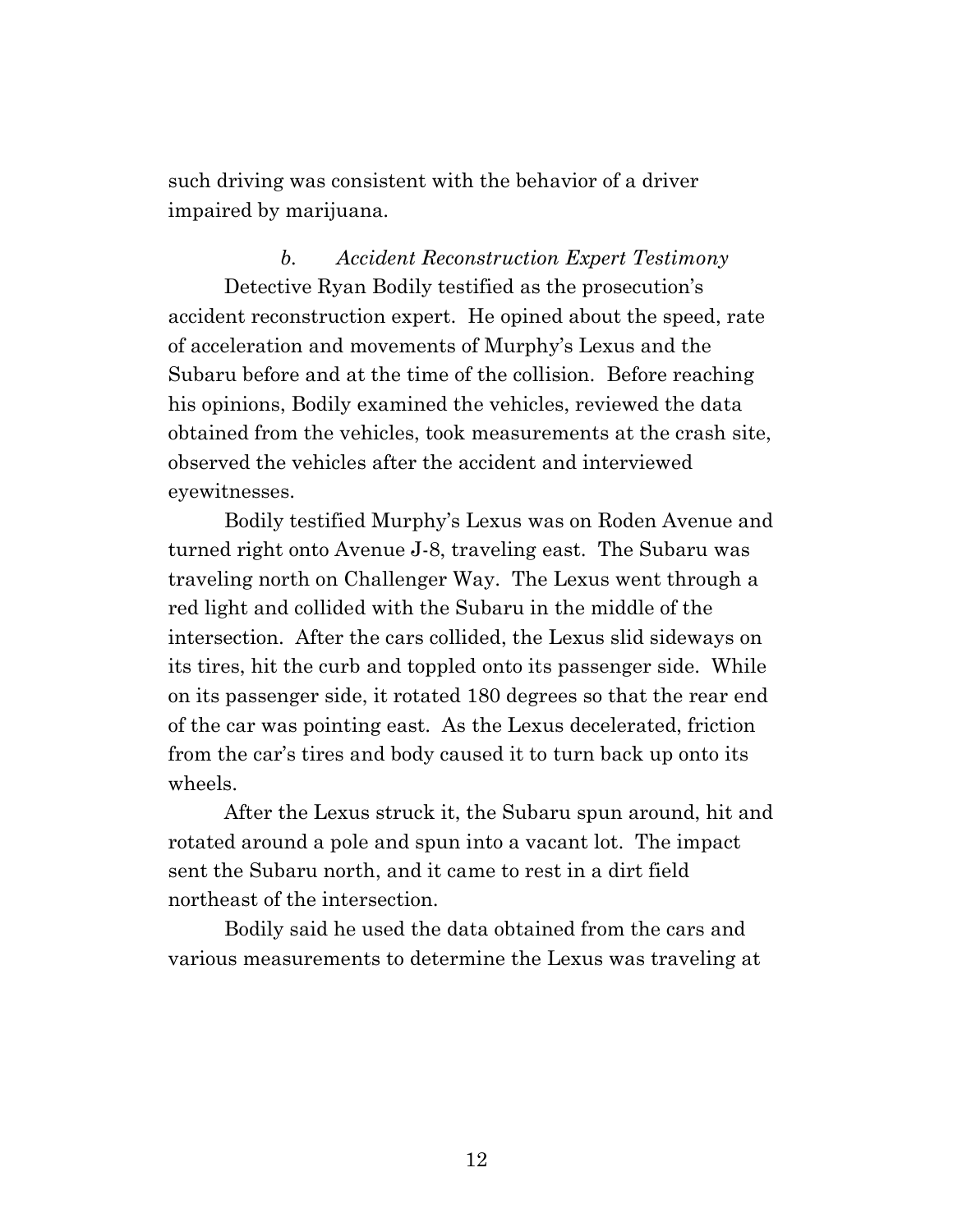such driving was consistent with the behavior of a driver impaired by marijuana.

### *b. Accident Reconstruction Expert Testimony*

Detective Ryan Bodily testified as the prosecution's accident reconstruction expert. He opined about the speed, rate of acceleration and movements of Murphy's Lexus and the Subaru before and at the time of the collision. Before reaching his opinions, Bodily examined the vehicles, reviewed the data obtained from the vehicles, took measurements at the crash site, observed the vehicles after the accident and interviewed eyewitnesses.

Bodily testified Murphy's Lexus was on Roden Avenue and turned right onto Avenue J-8, traveling east. The Subaru was traveling north on Challenger Way. The Lexus went through a red light and collided with the Subaru in the middle of the intersection. After the cars collided, the Lexus slid sideways on its tires, hit the curb and toppled onto its passenger side. While on its passenger side, it rotated 180 degrees so that the rear end of the car was pointing east. As the Lexus decelerated, friction from the car's tires and body caused it to turn back up onto its wheels.

After the Lexus struck it, the Subaru spun around, hit and rotated around a pole and spun into a vacant lot. The impact sent the Subaru north, and it came to rest in a dirt field northeast of the intersection.

Bodily said he used the data obtained from the cars and various measurements to determine the Lexus was traveling at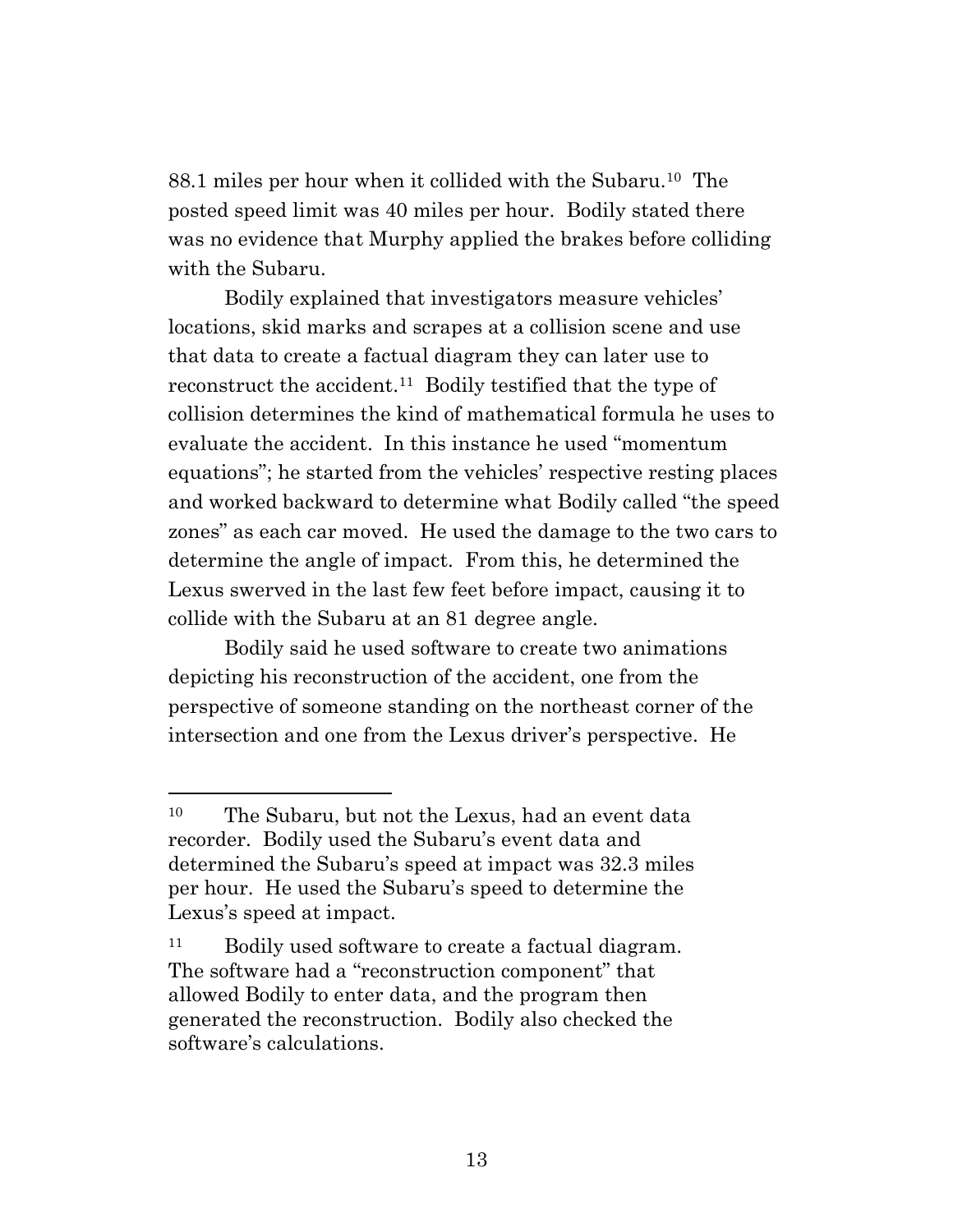88.1 miles per hour when it collided with the Subaru.[10] The posted speed limit was 40 miles per hour. Bodily stated there was no evidence that Murphy applied the brakes before colliding with the Subaru.

Bodily explained that investigators measure vehicles' locations, skid marks and scrapes at a collision scene and use that data to create a factual diagram they can later use to reconstruct the accident.[11] Bodily testified that the type of collision determines the kind of mathematical formula he uses to evaluate the accident. In this instance he used "momentum equations"; he started from the vehicles' respective resting places and worked backward to determine what Bodily called "the speed zones" as each car moved. He used the damage to the two cars to determine the angle of impact. From this, he determined the Lexus swerved in the last few feet before impact, causing it to collide with the Subaru at an 81 degree angle.

Bodily said he used software to create two animations depicting his reconstruction of the accident, one from the perspective of someone standing on the northeast corner of the intersection and one from the Lexus driver's perspective. He

---

[10] The Subaru, but not the Lexus, had an event data recorder. Bodily used the Subaru's event data and determined the Subaru's speed at impact was 32.3 miles per hour. He used the Subaru's speed to determine the Lexus's speed at impact.

[11] Bodily used software to create a factual diagram. The software had a "reconstruction component" that allowed Bodily to enter data, and the program then generated the reconstruction. Bodily also checked the software's calculations.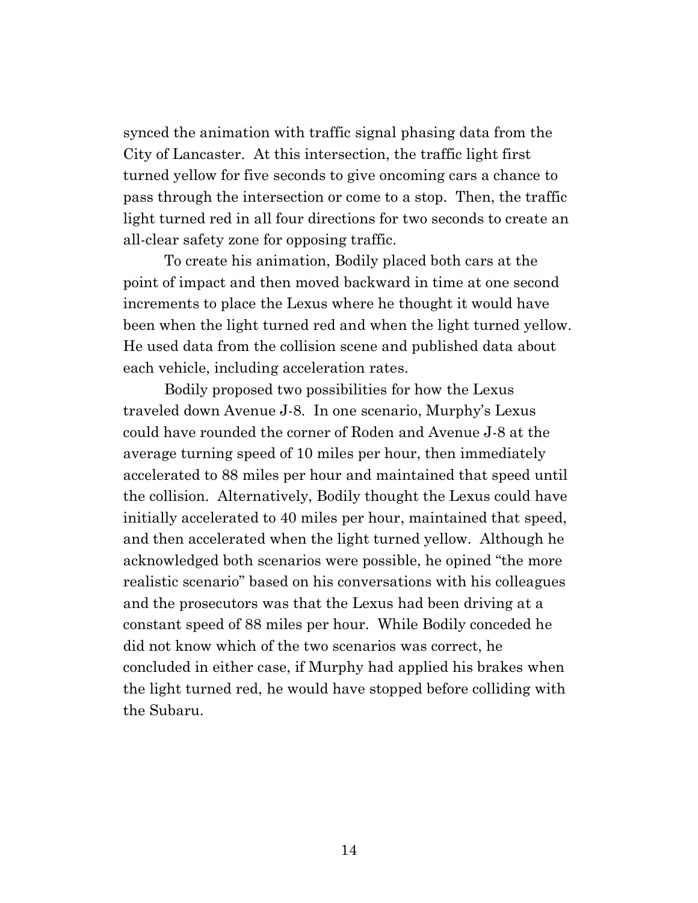synced the animation with traffic signal phasing data from the City of Lancaster. At this intersection, the traffic light first turned yellow for five seconds to give oncoming cars a chance to pass through the intersection or come to a stop. Then, the traffic light turned red in all four directions for two seconds to create an all-clear safety zone for opposing traffic.

To create his animation, Bodily placed both cars at the point of impact and then moved backward in time at one second increments to place the Lexus where he thought it would have been when the light turned red and when the light turned yellow. He used data from the collision scene and published data about each vehicle, including acceleration rates.

Bodily proposed two possibilities for how the Lexus traveled down Avenue J-8. In one scenario, Murphy's Lexus could have rounded the corner of Roden and Avenue J-8 at the average turning speed of 10 miles per hour, then immediately accelerated to 88 miles per hour and maintained that speed until the collision. Alternatively, Bodily thought the Lexus could have initially accelerated to 40 miles per hour, maintained that speed, and then accelerated when the light turned yellow. Although he acknowledged both scenarios were possible, he opined "the more realistic scenario" based on his conversations with his colleagues and the prosecutors was that the Lexus had been driving at a constant speed of 88 miles per hour. While Bodily conceded he did not know which of the two scenarios was correct, he concluded in either case, if Murphy had applied his brakes when the light turned red, he would have stopped before colliding with the Subaru.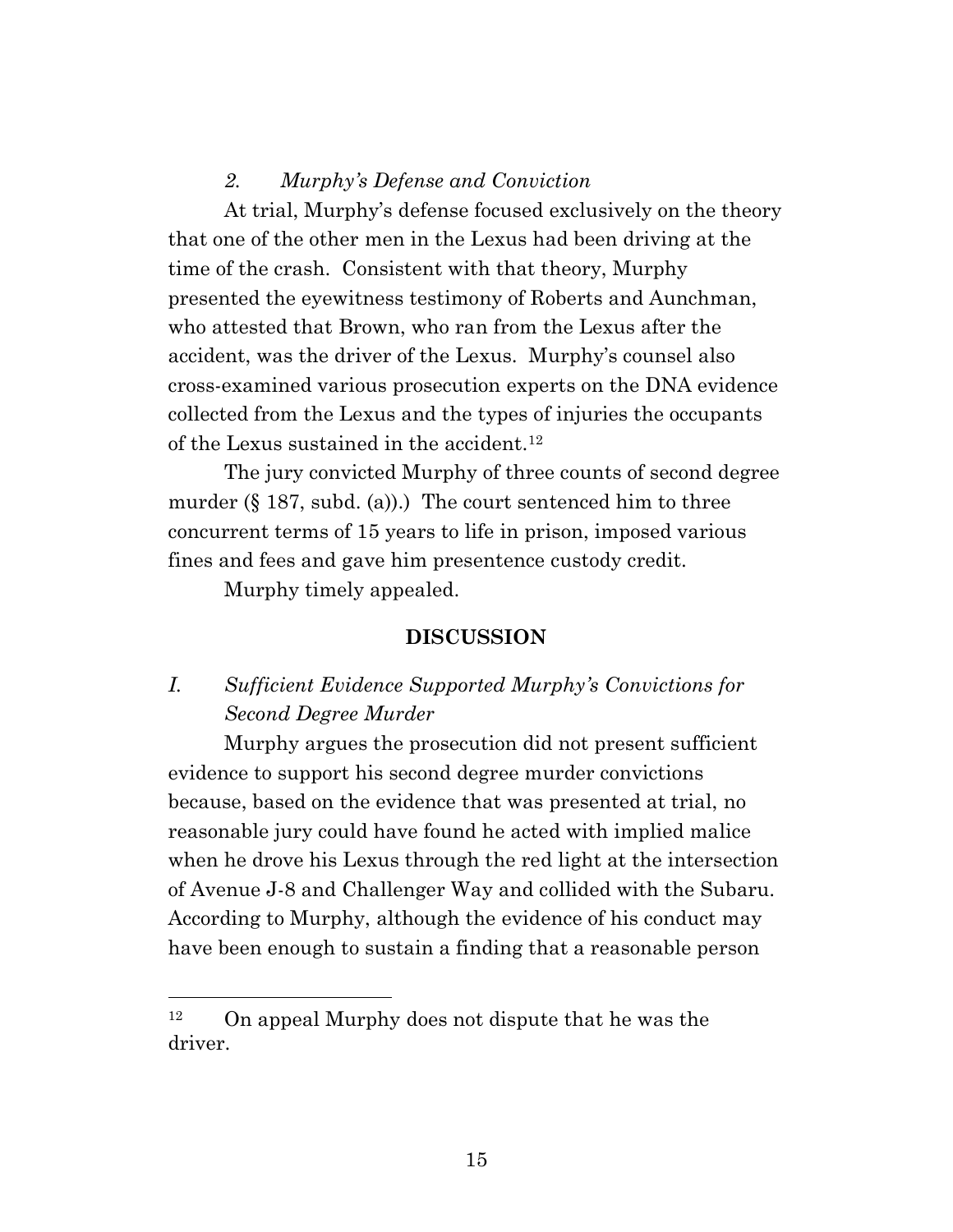*2. Murphy's Defense and Conviction*

At trial, Murphy's defense focused exclusively on the theory that one of the other men in the Lexus had been driving at the time of the crash. Consistent with that theory, Murphy presented the eyewitness testimony of Roberts and Aunchman, who attested that Brown, who ran from the Lexus after the accident, was the driver of the Lexus. Murphy's counsel also cross-examined various prosecution experts on the DNA evidence collected from the Lexus and the types of injuries the occupants of the Lexus sustained in the accident.[12]

The jury convicted Murphy of three counts of second degree murder (§ 187, subd. (a)).) The court sentenced him to three concurrent terms of 15 years to life in prison, imposed various fines and fees and gave him presentence custody credit.

Murphy timely appealed.

## DISCUSSION

### *I. Sufficient Evidence Supported Murphy's Convictions for Second Degree Murder*

Murphy argues the prosecution did not present sufficient evidence to support his second degree murder convictions because, based on the evidence that was presented at trial, no reasonable jury could have found he acted with implied malice when he drove his Lexus through the red light at the intersection of Avenue J-8 and Challenger Way and collided with the Subaru. According to Murphy, although the evidence of his conduct may have been enough to sustain a finding that a reasonable person

---

[12] On appeal Murphy does not dispute that he was the driver.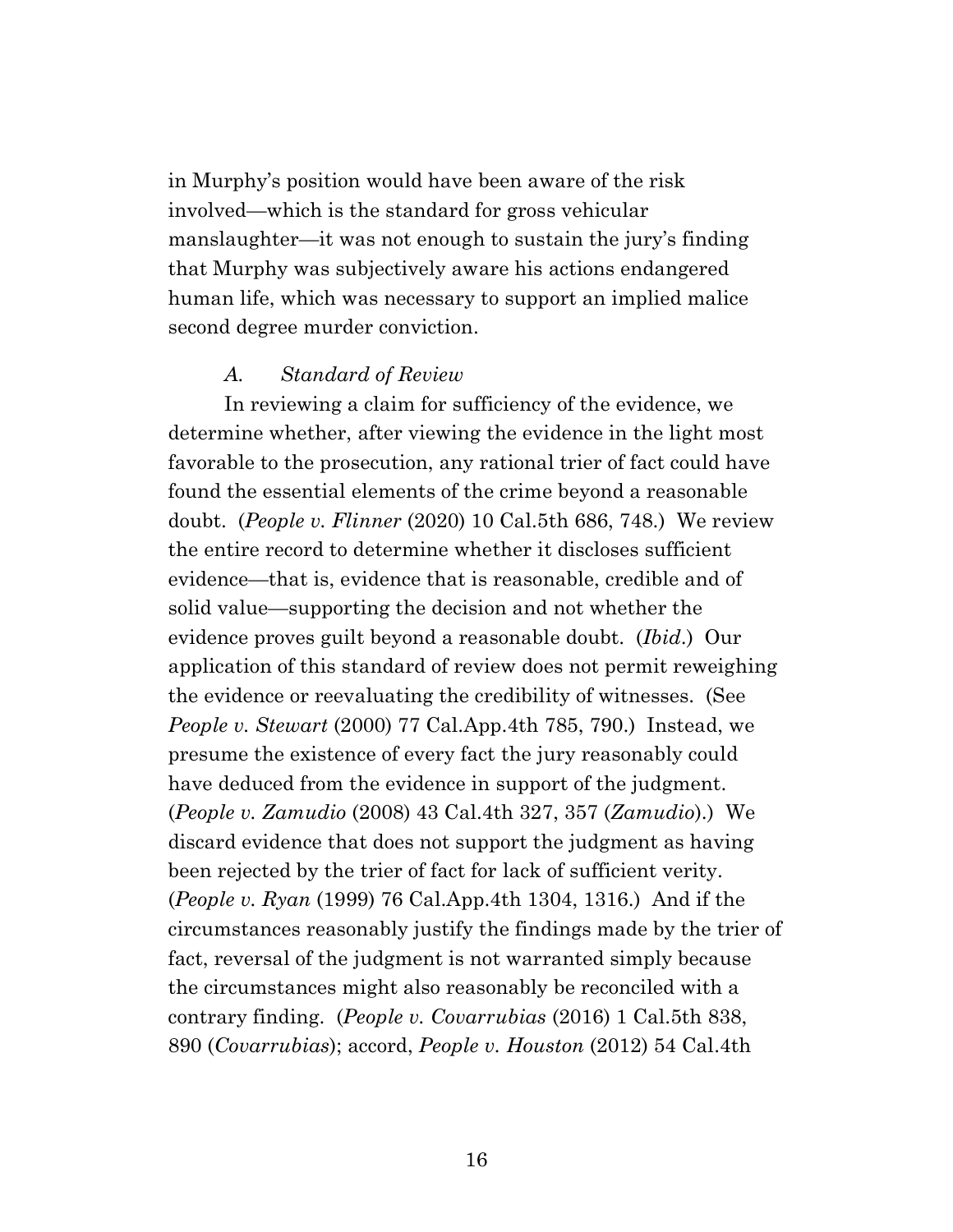in Murphy's position would have been aware of the risk involved—which is the standard for gross vehicular manslaughter—it was not enough to sustain the jury's finding that Murphy was subjectively aware his actions endangered human life, which was necessary to support an implied malice second degree murder conviction.

### *A. Standard of Review*

In reviewing a claim for sufficiency of the evidence, we determine whether, after viewing the evidence in the light most favorable to the prosecution, any rational trier of fact could have found the essential elements of the crime beyond a reasonable doubt. (*People v. Flinner* (2020) 10 Cal.5th 686, 748.) We review the entire record to determine whether it discloses sufficient evidence—that is, evidence that is reasonable, credible and of solid value—supporting the decision and not whether the evidence proves guilt beyond a reasonable doubt. (*Ibid*.) Our application of this standard of review does not permit reweighing the evidence or reevaluating the credibility of witnesses. (See *People v. Stewart* (2000) 77 Cal.App.4th 785, 790.) Instead, we presume the existence of every fact the jury reasonably could have deduced from the evidence in support of the judgment. (*People v. Zamudio* (2008) 43 Cal.4th 327, 357 (*Zamudio*).) We discard evidence that does not support the judgment as having been rejected by the trier of fact for lack of sufficient verity. (*People v. Ryan* (1999) 76 Cal.App.4th 1304, 1316.) And if the circumstances reasonably justify the findings made by the trier of fact, reversal of the judgment is not warranted simply because the circumstances might also reasonably be reconciled with a contrary finding. (*People v. Covarrubias* (2016) 1 Cal.5th 838, 890 (*Covarrubias*); accord, *People v. Houston* (2012) 54 Cal.4th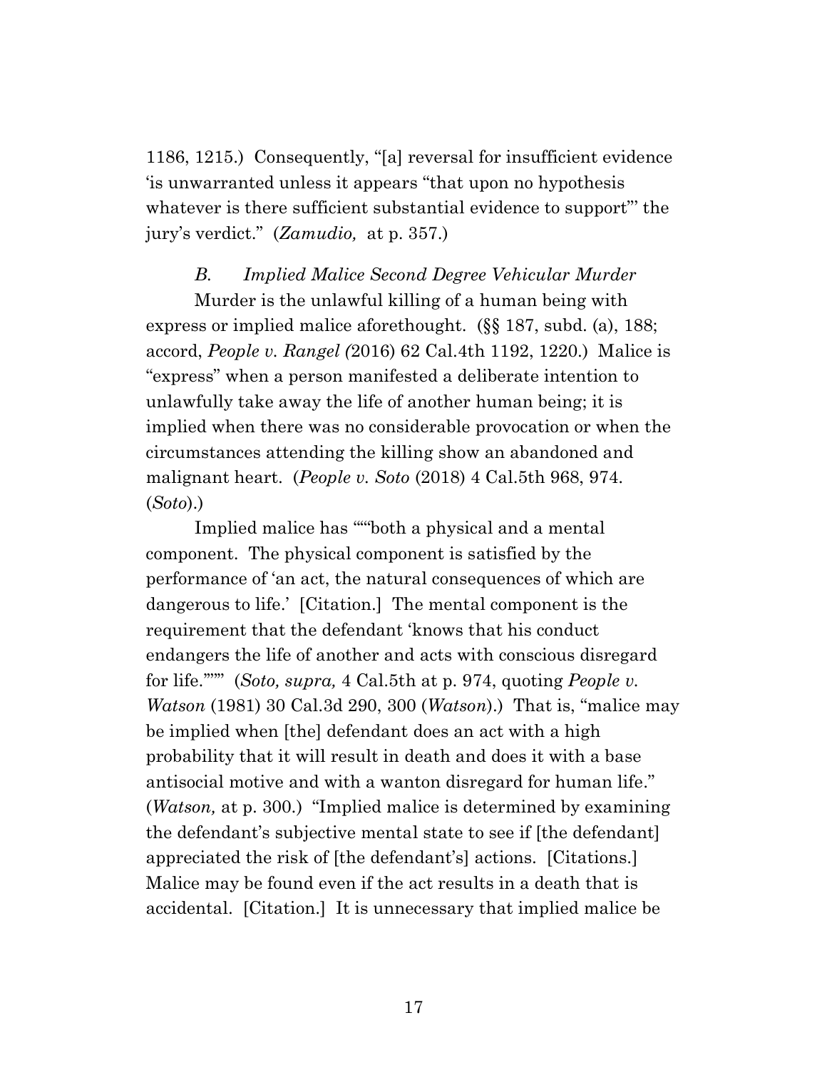1186, 1215.) Consequently, "[a] reversal for insufficient evidence 'is unwarranted unless it appears "that upon no hypothesis whatever is there sufficient substantial evidence to support"' the jury's verdict." (*Zamudio,* at p. 357.)

*B. Implied Malice Second Degree Vehicular Murder*

Murder is the unlawful killing of a human being with express or implied malice aforethought. (§§ 187, subd. (a), 188; accord, *People v. Rangel (*2016) 62 Cal.4th 1192, 1220.) Malice is "express" when a person manifested a deliberate intention to unlawfully take away the life of another human being; it is implied when there was no considerable provocation or when the circumstances attending the killing show an abandoned and malignant heart. (*People v. Soto* (2018) 4 Cal.5th 968, 974. (*Soto*).)

Implied malice has """both a physical and a mental component. The physical component is satisfied by the performance of 'an act, the natural consequences of which are dangerous to life.' [Citation.] The mental component is the requirement that the defendant 'knows that his conduct endangers the life of another and acts with conscious disregard for life."""" (*Soto, supra,* 4 Cal.5th at p. 974, quoting *People v. Watson* (1981) 30 Cal.3d 290, 300 (*Watson*).) That is, "malice may be implied when [the] defendant does an act with a high probability that it will result in death and does it with a base antisocial motive and with a wanton disregard for human life." (*Watson,* at p. 300.) "Implied malice is determined by examining the defendant's subjective mental state to see if [the defendant] appreciated the risk of [the defendant's] actions. [Citations.] Malice may be found even if the act results in a death that is accidental. [Citation.] It is unnecessary that implied malice be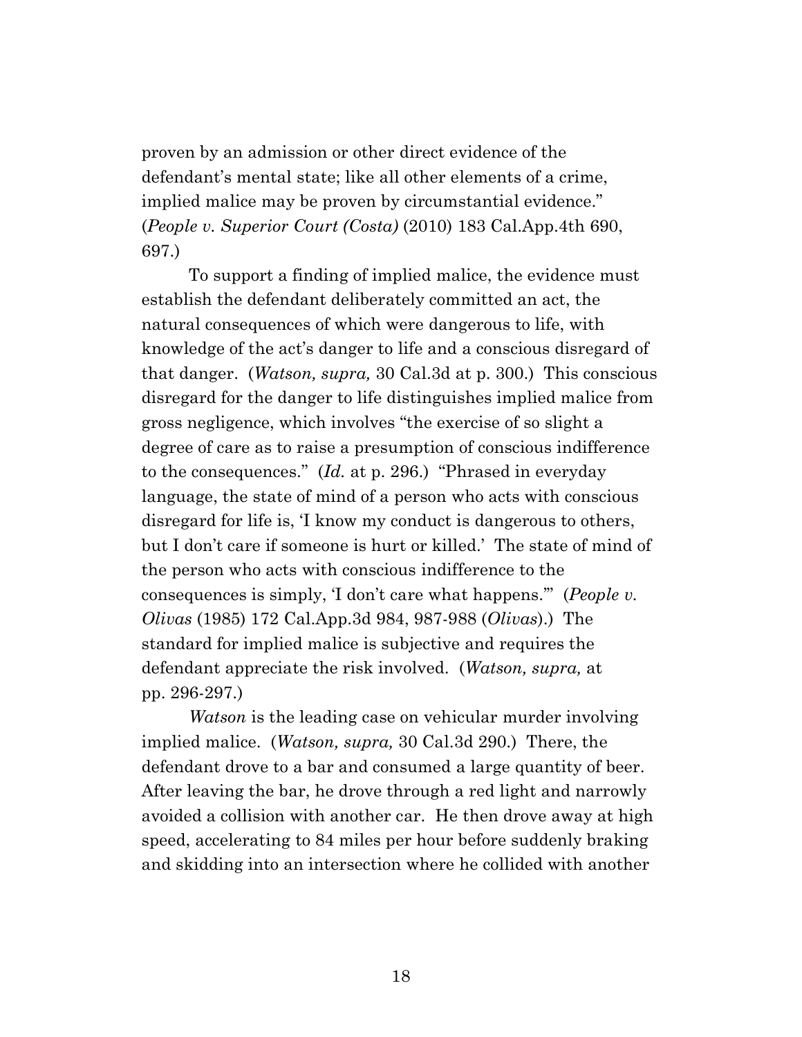proven by an admission or other direct evidence of the defendant's mental state; like all other elements of a crime, implied malice may be proven by circumstantial evidence." (*People v. Superior Court (Costa)* (2010) 183 Cal.App.4th 690, 697.)

To support a finding of implied malice, the evidence must establish the defendant deliberately committed an act, the natural consequences of which were dangerous to life, with knowledge of the act's danger to life and a conscious disregard of that danger. (*Watson, supra,* 30 Cal.3d at p. 300.) This conscious disregard for the danger to life distinguishes implied malice from gross negligence, which involves "the exercise of so slight a degree of care as to raise a presumption of conscious indifference to the consequences." (*Id.* at p. 296.) "Phrased in everyday language, the state of mind of a person who acts with conscious disregard for life is, 'I know my conduct is dangerous to others, but I don't care if someone is hurt or killed.' The state of mind of the person who acts with conscious indifference to the consequences is simply, 'I don't care what happens.'" (*People v. Olivas* (1985) 172 Cal.App.3d 984, 987-988 (*Olivas*).) The standard for implied malice is subjective and requires the defendant appreciate the risk involved. (*Watson, supra,* at pp. 296-297.)

*Watson* is the leading case on vehicular murder involving implied malice. (*Watson, supra,* 30 Cal.3d 290.) There, the defendant drove to a bar and consumed a large quantity of beer. After leaving the bar, he drove through a red light and narrowly avoided a collision with another car. He then drove away at high speed, accelerating to 84 miles per hour before suddenly braking and skidding into an intersection where he collided with another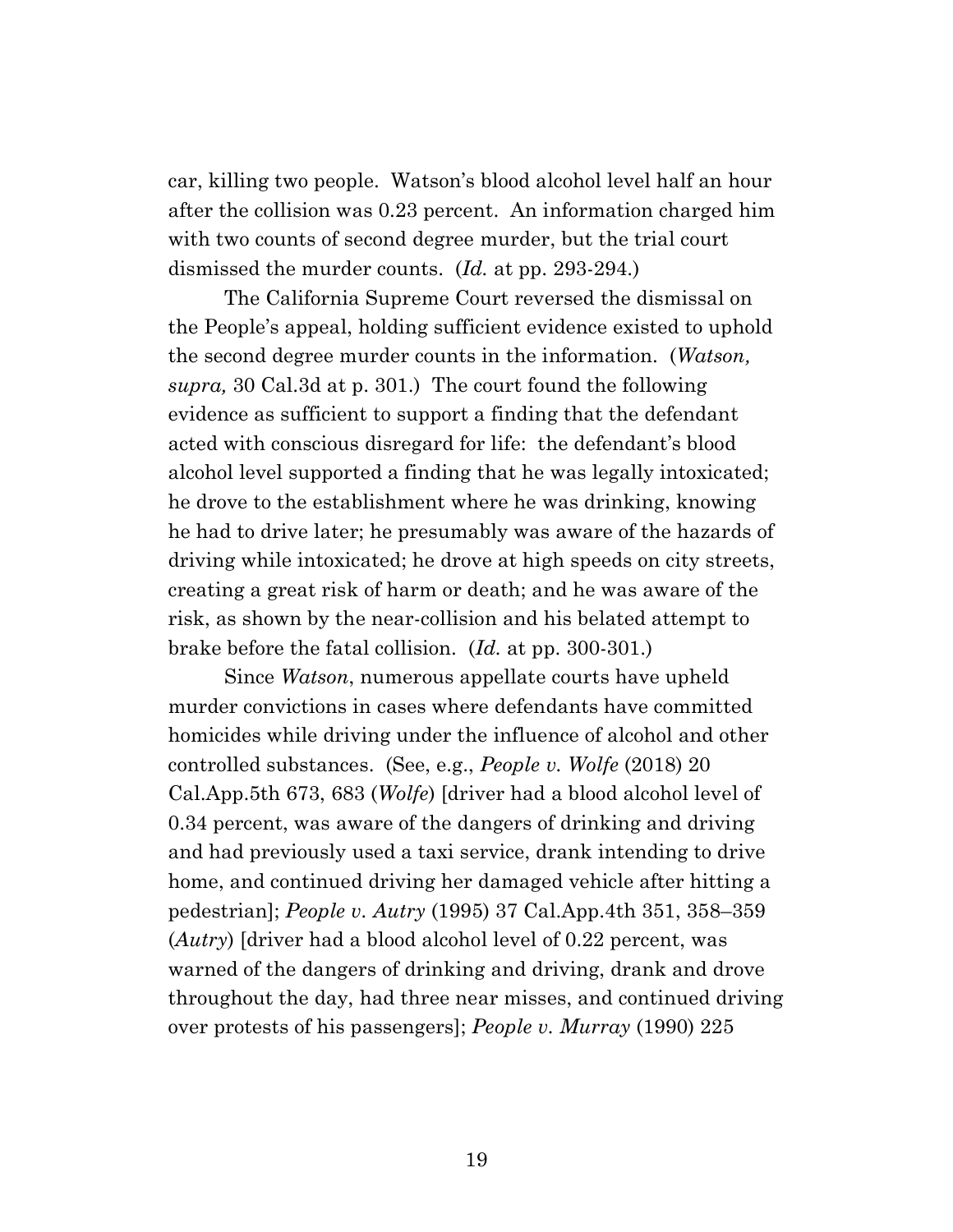car, killing two people. Watson's blood alcohol level half an hour after the collision was 0.23 percent. An information charged him with two counts of second degree murder, but the trial court dismissed the murder counts. (*Id.* at pp. 293-294.)

The California Supreme Court reversed the dismissal on the People's appeal, holding sufficient evidence existed to uphold the second degree murder counts in the information. (*Watson, supra,* 30 Cal.3d at p. 301.) The court found the following evidence as sufficient to support a finding that the defendant acted with conscious disregard for life: the defendant's blood alcohol level supported a finding that he was legally intoxicated; he drove to the establishment where he was drinking, knowing he had to drive later; he presumably was aware of the hazards of driving while intoxicated; he drove at high speeds on city streets, creating a great risk of harm or death; and he was aware of the risk, as shown by the near-collision and his belated attempt to brake before the fatal collision. (*Id.* at pp. 300-301.)

Since *Watson*, numerous appellate courts have upheld murder convictions in cases where defendants have committed homicides while driving under the influence of alcohol and other controlled substances. (See, e.g., *People v. Wolfe* (2018) 20 Cal.App.5th 673, 683 (*Wolfe*) [driver had a blood alcohol level of 0.34 percent, was aware of the dangers of drinking and driving and had previously used a taxi service, drank intending to drive home, and continued driving her damaged vehicle after hitting a pedestrian]; *People v. Autry* (1995) 37 Cal.App.4th 351, 358–359 (*Autry*) [driver had a blood alcohol level of 0.22 percent, was warned of the dangers of drinking and driving, drank and drove throughout the day, had three near misses, and continued driving over protests of his passengers]; *People v. Murray* (1990) 225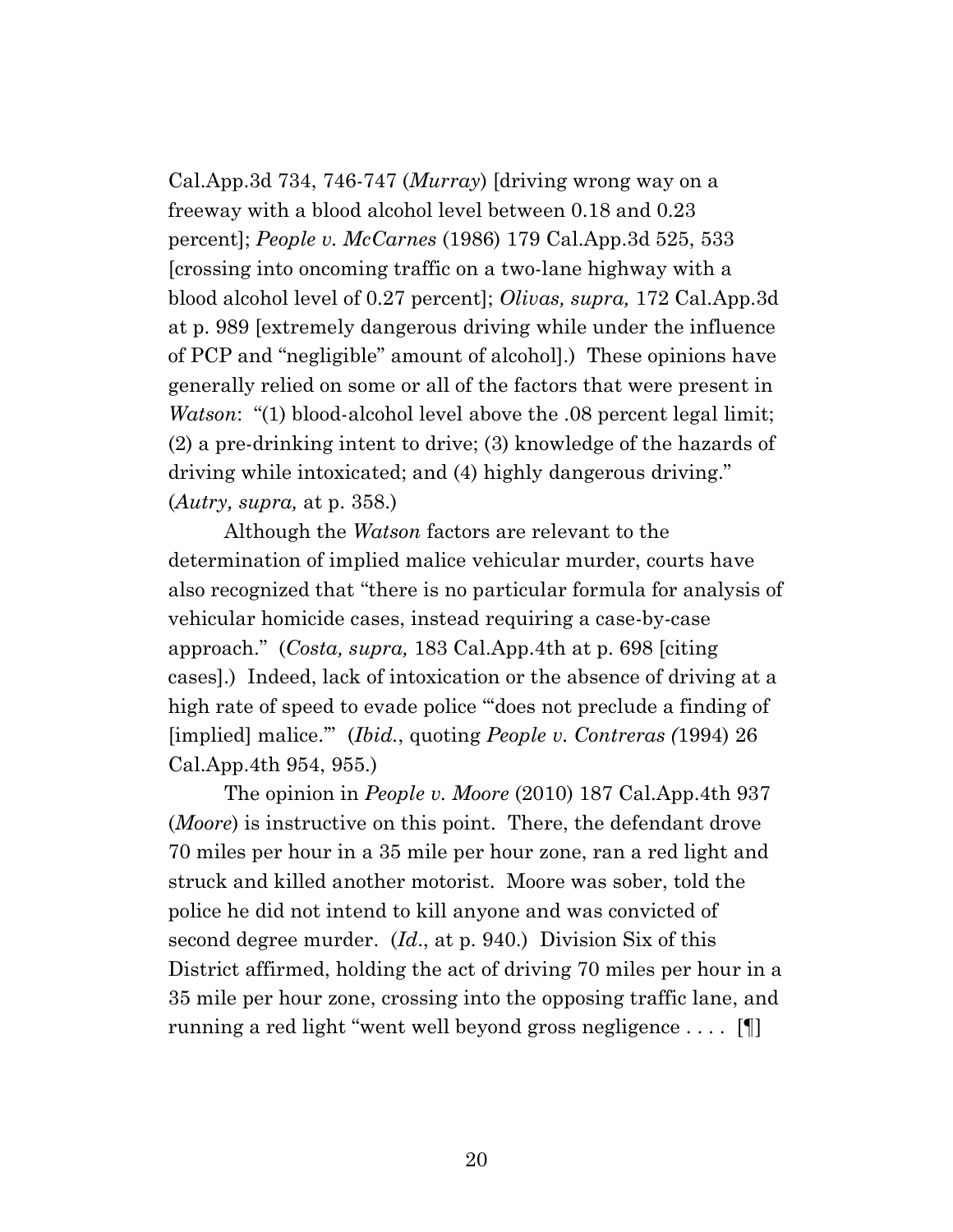Cal.App.3d 734, 746-747 (*Murray*) [driving wrong way on a freeway with a blood alcohol level between 0.18 and 0.23 percent]; *People v. McCarnes* (1986) 179 Cal.App.3d 525, 533 [crossing into oncoming traffic on a two-lane highway with a blood alcohol level of 0.27 percent]; *Olivas, supra,* 172 Cal.App.3d at p. 989 [extremely dangerous driving while under the influence of PCP and "negligible" amount of alcohol].) These opinions have generally relied on some or all of the factors that were present in *Watson*: "(1) blood-alcohol level above the .08 percent legal limit; (2) a pre-drinking intent to drive; (3) knowledge of the hazards of driving while intoxicated; and (4) highly dangerous driving." (*Autry, supra,* at p. 358.)

Although the *Watson* factors are relevant to the determination of implied malice vehicular murder, courts have also recognized that "there is no particular formula for analysis of vehicular homicide cases, instead requiring a case-by-case approach." (*Costa, supra,* 183 Cal.App.4th at p. 698 [citing cases].) Indeed, lack of intoxication or the absence of driving at a high rate of speed to evade police "'does not preclude a finding of [implied] malice.'" (*Ibid.*, quoting *People v. Contreras (*1994) 26 Cal.App.4th 954, 955.)

The opinion in *People v. Moore* (2010) 187 Cal.App.4th 937 (*Moore*) is instructive on this point. There, the defendant drove 70 miles per hour in a 35 mile per hour zone, ran a red light and struck and killed another motorist. Moore was sober, told the police he did not intend to kill anyone and was convicted of second degree murder. (*Id*., at p. 940.) Division Six of this District affirmed, holding the act of driving 70 miles per hour in a 35 mile per hour zone, crossing into the opposing traffic lane, and running a red light "went well beyond gross negligence . . . . [¶]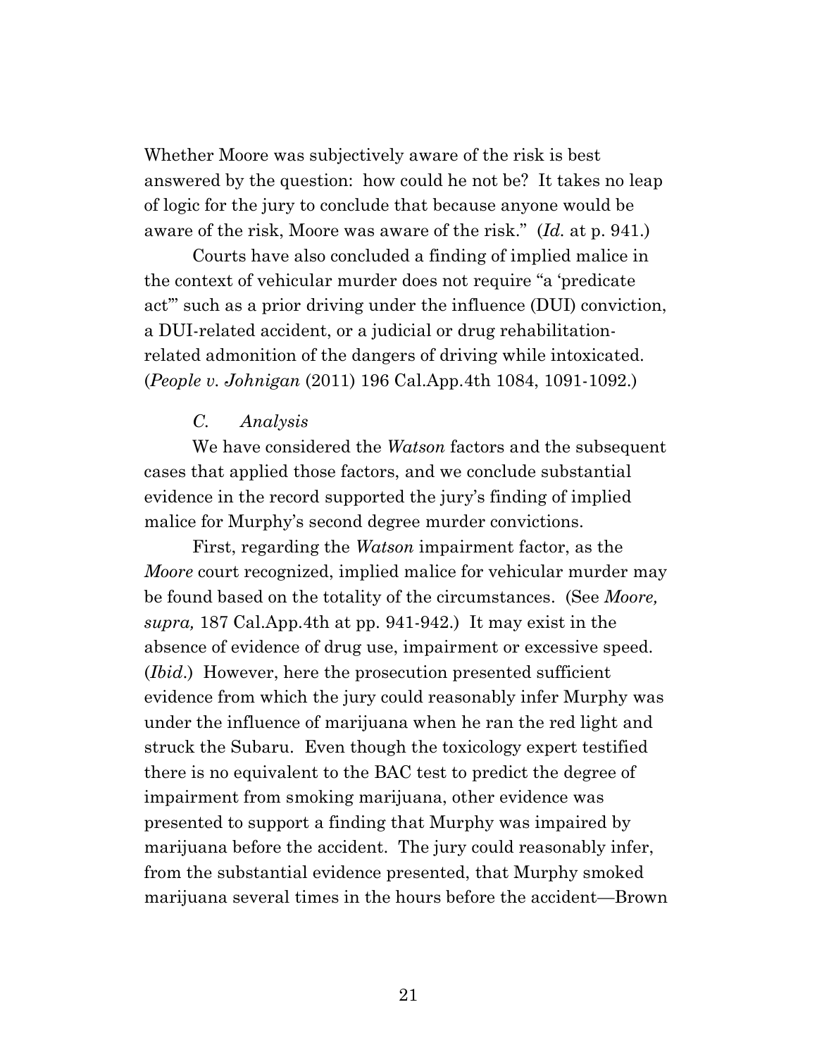Whether Moore was subjectively aware of the risk is best answered by the question: how could he not be? It takes no leap of logic for the jury to conclude that because anyone would be aware of the risk, Moore was aware of the risk." (*Id.* at p. 941.)

Courts have also concluded a finding of implied malice in the context of vehicular murder does not require "a 'predicate act'" such as a prior driving under the influence (DUI) conviction, a DUI-related accident, or a judicial or drug rehabilitation-related admonition of the dangers of driving while intoxicated. (*People v. Johnigan* (2011) 196 Cal.App.4th 1084, 1091-1092.)

*C. Analysis*

We have considered the *Watson* factors and the subsequent cases that applied those factors, and we conclude substantial evidence in the record supported the jury's finding of implied malice for Murphy's second degree murder convictions.

First, regarding the *Watson* impairment factor, as the *Moore* court recognized, implied malice for vehicular murder may be found based on the totality of the circumstances. (See *Moore, supra,* 187 Cal.App.4th at pp. 941-942.) It may exist in the absence of evidence of drug use, impairment or excessive speed. (*Ibid*.) However, here the prosecution presented sufficient evidence from which the jury could reasonably infer Murphy was under the influence of marijuana when he ran the red light and struck the Subaru. Even though the toxicology expert testified there is no equivalent to the BAC test to predict the degree of impairment from smoking marijuana, other evidence was presented to support a finding that Murphy was impaired by marijuana before the accident. The jury could reasonably infer, from the substantial evidence presented, that Murphy smoked marijuana several times in the hours before the accident—Brown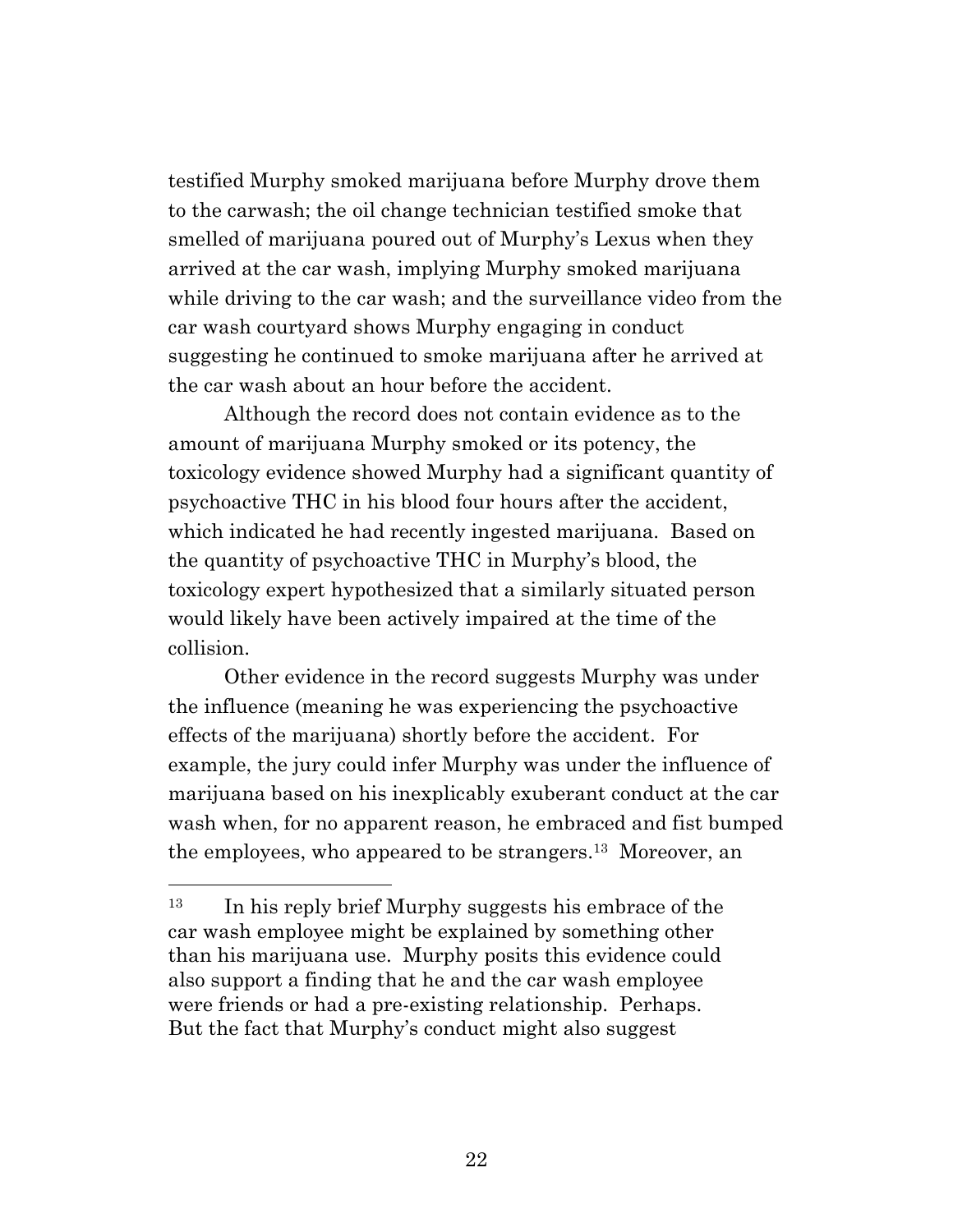testified Murphy smoked marijuana before Murphy drove them to the carwash; the oil change technician testified smoke that smelled of marijuana poured out of Murphy's Lexus when they arrived at the car wash, implying Murphy smoked marijuana while driving to the car wash; and the surveillance video from the car wash courtyard shows Murphy engaging in conduct suggesting he continued to smoke marijuana after he arrived at the car wash about an hour before the accident.

Although the record does not contain evidence as to the amount of marijuana Murphy smoked or its potency, the toxicology evidence showed Murphy had a significant quantity of psychoactive THC in his blood four hours after the accident, which indicated he had recently ingested marijuana. Based on the quantity of psychoactive THC in Murphy's blood, the toxicology expert hypothesized that a similarly situated person would likely have been actively impaired at the time of the collision.

Other evidence in the record suggests Murphy was under the influence (meaning he was experiencing the psychoactive effects of the marijuana) shortly before the accident. For example, the jury could infer Murphy was under the influence of marijuana based on his inexplicably exuberant conduct at the car wash when, for no apparent reason, he embraced and fist bumped the employees, who appeared to be strangers.[13] Moreover, an

---

[13] In his reply brief Murphy suggests his embrace of the car wash employee might be explained by something other than his marijuana use. Murphy posits this evidence could also support a finding that he and the car wash employee were friends or had a pre-existing relationship. Perhaps. But the fact that Murphy's conduct might also suggest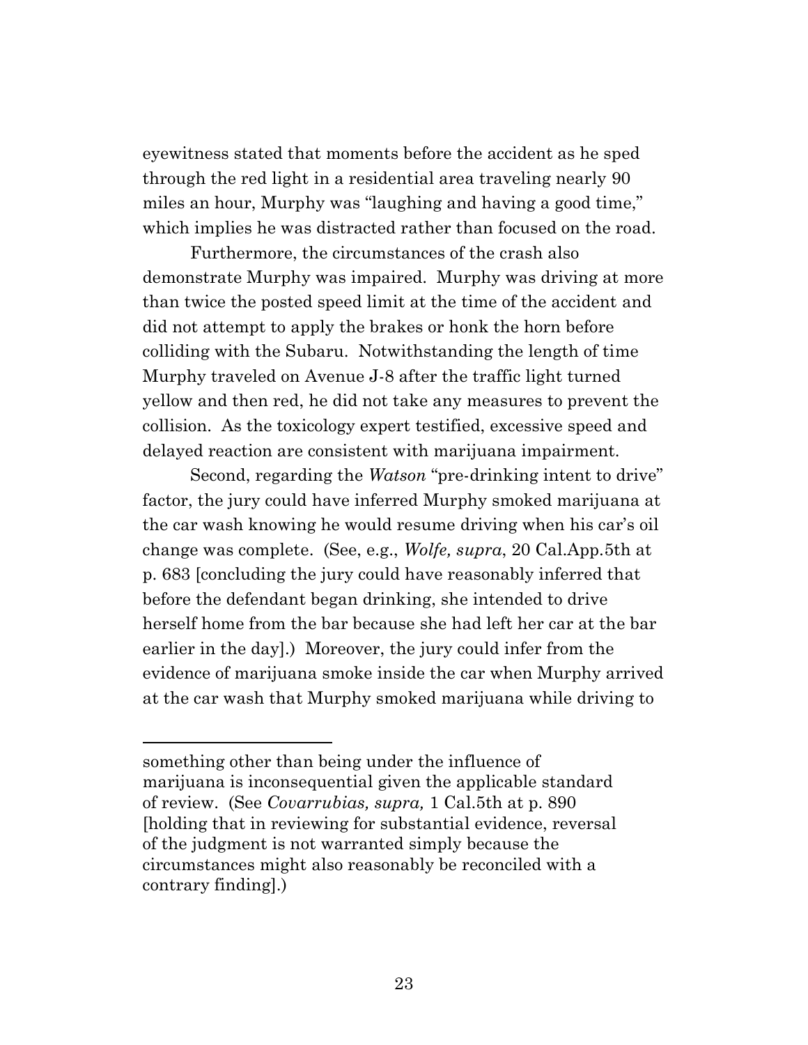eyewitness stated that moments before the accident as he sped through the red light in a residential area traveling nearly 90 miles an hour, Murphy was "laughing and having a good time," which implies he was distracted rather than focused on the road.

Furthermore, the circumstances of the crash also demonstrate Murphy was impaired. Murphy was driving at more than twice the posted speed limit at the time of the accident and did not attempt to apply the brakes or honk the horn before colliding with the Subaru. Notwithstanding the length of time Murphy traveled on Avenue J-8 after the traffic light turned yellow and then red, he did not take any measures to prevent the collision. As the toxicology expert testified, excessive speed and delayed reaction are consistent with marijuana impairment.

Second, regarding the *Watson* "pre-drinking intent to drive" factor, the jury could have inferred Murphy smoked marijuana at the car wash knowing he would resume driving when his car's oil change was complete. (See, e.g., *Wolfe, supra*, 20 Cal.App.5th at p. 683 [concluding the jury could have reasonably inferred that before the defendant began drinking, she intended to drive herself home from the bar because she had left her car at the bar earlier in the day].) Moreover, the jury could infer from the evidence of marijuana smoke inside the car when Murphy arrived at the car wash that Murphy smoked marijuana while driving to

---

something other than being under the influence of marijuana is inconsequential given the applicable standard of review. (See *Covarrubias, supra,* 1 Cal.5th at p. 890 [holding that in reviewing for substantial evidence, reversal of the judgment is not warranted simply because the circumstances might also reasonably be reconciled with a contrary finding].)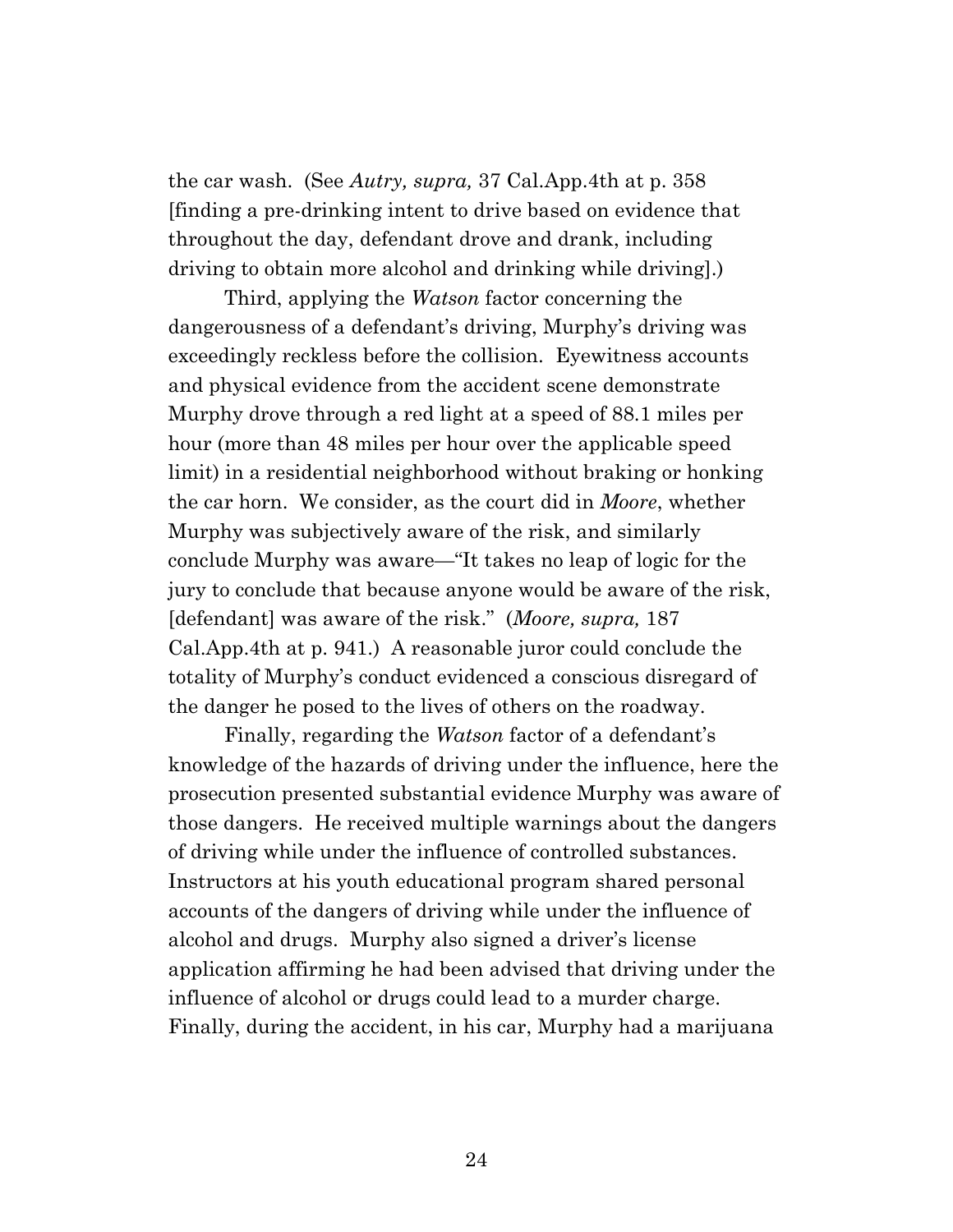the car wash. (See *Autry, supra,* 37 Cal.App.4th at p. 358 [finding a pre-drinking intent to drive based on evidence that throughout the day, defendant drove and drank, including driving to obtain more alcohol and drinking while driving].)

Third, applying the *Watson* factor concerning the dangerousness of a defendant's driving, Murphy's driving was exceedingly reckless before the collision. Eyewitness accounts and physical evidence from the accident scene demonstrate Murphy drove through a red light at a speed of 88.1 miles per hour (more than 48 miles per hour over the applicable speed limit) in a residential neighborhood without braking or honking the car horn. We consider, as the court did in *Moore*, whether Murphy was subjectively aware of the risk, and similarly conclude Murphy was aware—"It takes no leap of logic for the jury to conclude that because anyone would be aware of the risk, [defendant] was aware of the risk." (*Moore, supra,* 187 Cal.App.4th at p. 941.) A reasonable juror could conclude the totality of Murphy's conduct evidenced a conscious disregard of the danger he posed to the lives of others on the roadway.

Finally, regarding the *Watson* factor of a defendant's knowledge of the hazards of driving under the influence, here the prosecution presented substantial evidence Murphy was aware of those dangers. He received multiple warnings about the dangers of driving while under the influence of controlled substances. Instructors at his youth educational program shared personal accounts of the dangers of driving while under the influence of alcohol and drugs. Murphy also signed a driver's license application affirming he had been advised that driving under the influence of alcohol or drugs could lead to a murder charge. Finally, during the accident, in his car, Murphy had a marijuana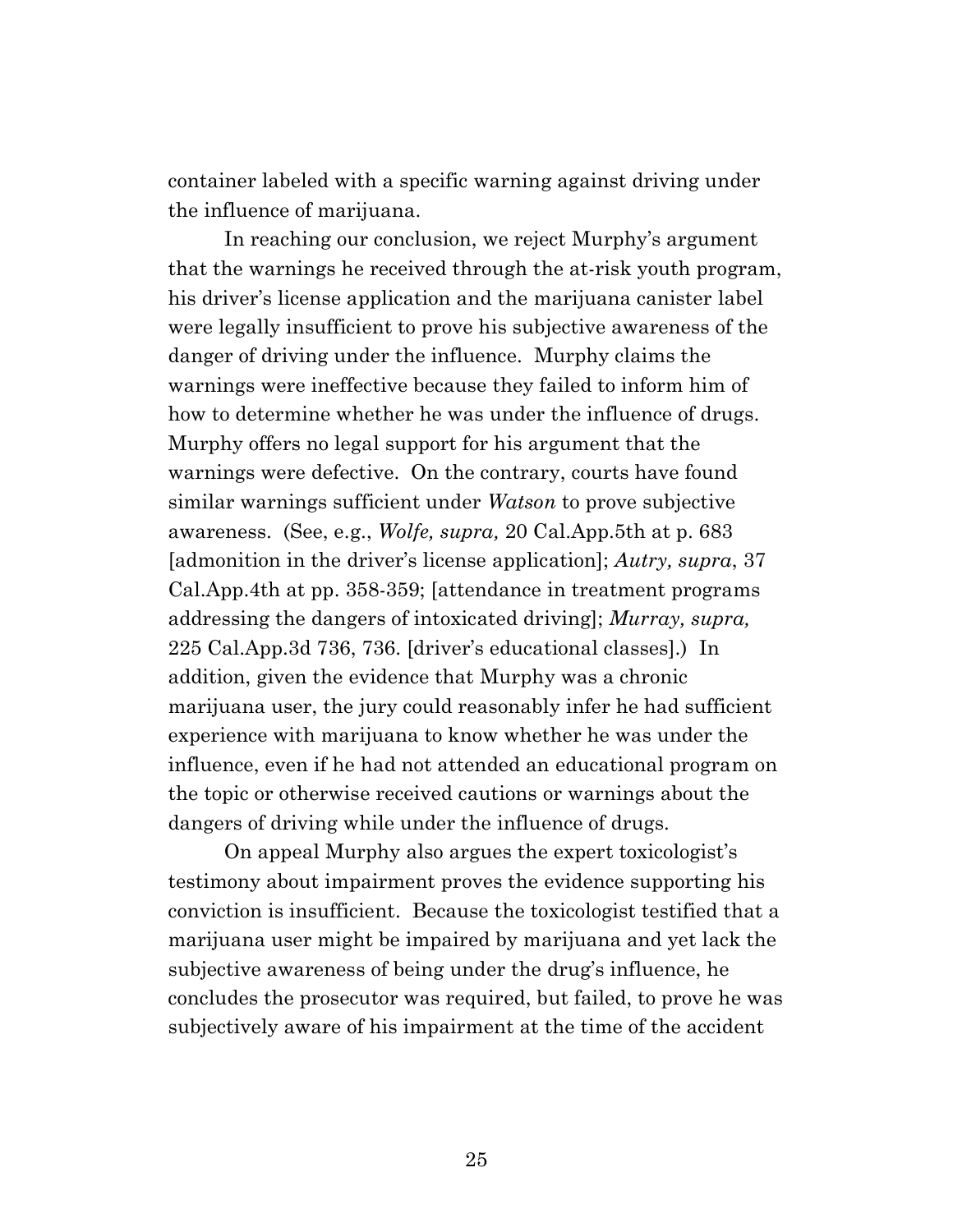container labeled with a specific warning against driving under the influence of marijuana.

In reaching our conclusion, we reject Murphy's argument that the warnings he received through the at-risk youth program, his driver's license application and the marijuana canister label were legally insufficient to prove his subjective awareness of the danger of driving under the influence. Murphy claims the warnings were ineffective because they failed to inform him of how to determine whether he was under the influence of drugs. Murphy offers no legal support for his argument that the warnings were defective. On the contrary, courts have found similar warnings sufficient under *Watson* to prove subjective awareness. (See, e.g., *Wolfe, supra,* 20 Cal.App.5th at p. 683 [admonition in the driver's license application]; *Autry, supra*, 37 Cal.App.4th at pp. 358-359; [attendance in treatment programs addressing the dangers of intoxicated driving]; *Murray, supra,* 225 Cal.App.3d 736, 736. [driver's educational classes].) In addition, given the evidence that Murphy was a chronic marijuana user, the jury could reasonably infer he had sufficient experience with marijuana to know whether he was under the influence, even if he had not attended an educational program on the topic or otherwise received cautions or warnings about the dangers of driving while under the influence of drugs.

On appeal Murphy also argues the expert toxicologist's testimony about impairment proves the evidence supporting his conviction is insufficient. Because the toxicologist testified that a marijuana user might be impaired by marijuana and yet lack the subjective awareness of being under the drug's influence, he concludes the prosecutor was required, but failed, to prove he was subjectively aware of his impairment at the time of the accident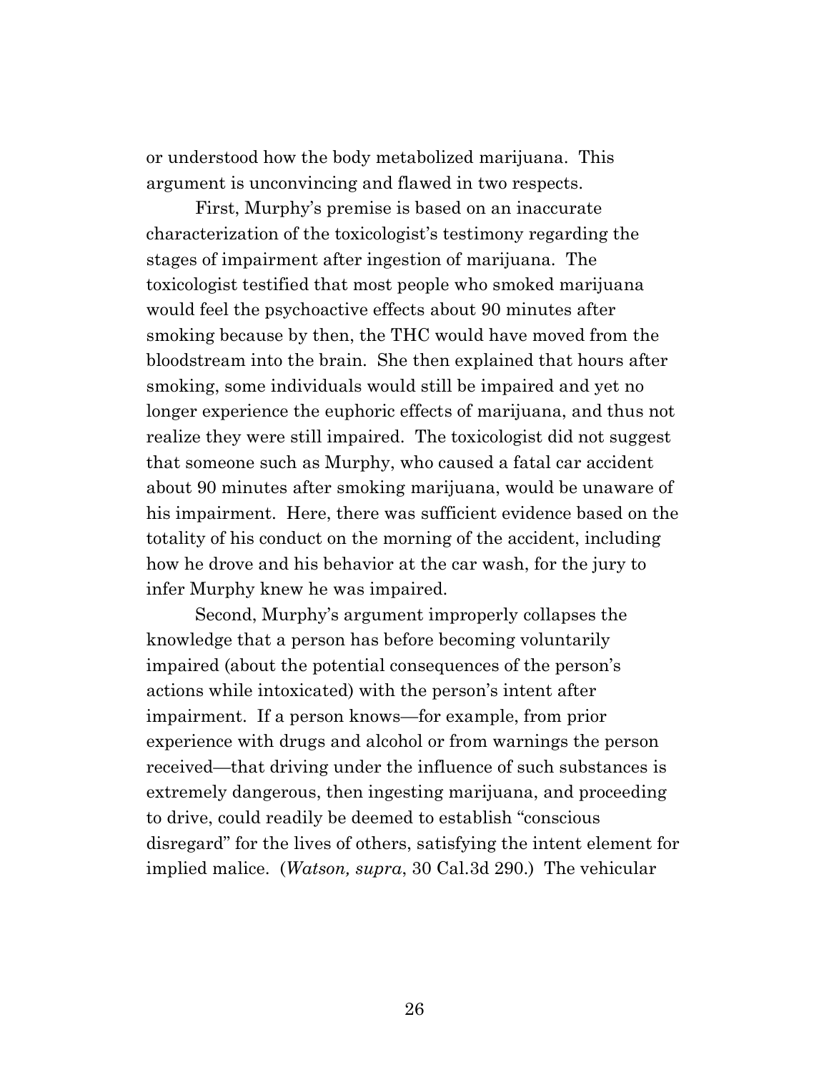or understood how the body metabolized marijuana. This argument is unconvincing and flawed in two respects.

First, Murphy's premise is based on an inaccurate characterization of the toxicologist's testimony regarding the stages of impairment after ingestion of marijuana. The toxicologist testified that most people who smoked marijuana would feel the psychoactive effects about 90 minutes after smoking because by then, the THC would have moved from the bloodstream into the brain. She then explained that hours after smoking, some individuals would still be impaired and yet no longer experience the euphoric effects of marijuana, and thus not realize they were still impaired. The toxicologist did not suggest that someone such as Murphy, who caused a fatal car accident about 90 minutes after smoking marijuana, would be unaware of his impairment. Here, there was sufficient evidence based on the totality of his conduct on the morning of the accident, including how he drove and his behavior at the car wash, for the jury to infer Murphy knew he was impaired.

Second, Murphy's argument improperly collapses the knowledge that a person has before becoming voluntarily impaired (about the potential consequences of the person's actions while intoxicated) with the person's intent after impairment. If a person knows—for example, from prior experience with drugs and alcohol or from warnings the person received—that driving under the influence of such substances is extremely dangerous, then ingesting marijuana, and proceeding to drive, could readily be deemed to establish "conscious disregard" for the lives of others, satisfying the intent element for implied malice. (*Watson, supra*, 30 Cal.3d 290.) The vehicular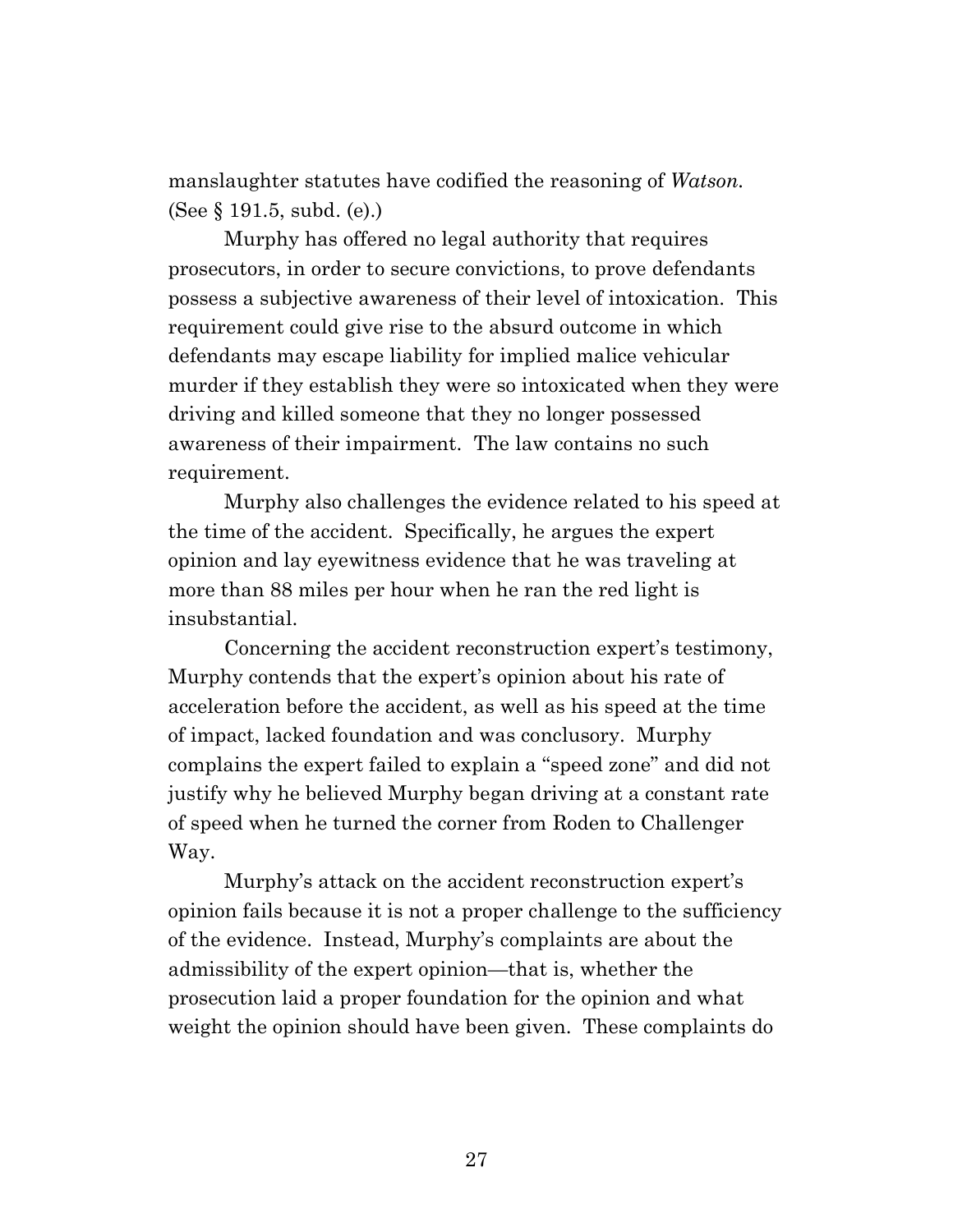manslaughter statutes have codified the reasoning of *Watson*. (See § 191.5, subd. (e).)

Murphy has offered no legal authority that requires prosecutors, in order to secure convictions, to prove defendants possess a subjective awareness of their level of intoxication. This requirement could give rise to the absurd outcome in which defendants may escape liability for implied malice vehicular murder if they establish they were so intoxicated when they were driving and killed someone that they no longer possessed awareness of their impairment. The law contains no such requirement.

Murphy also challenges the evidence related to his speed at the time of the accident. Specifically, he argues the expert opinion and lay eyewitness evidence that he was traveling at more than 88 miles per hour when he ran the red light is insubstantial.

Concerning the accident reconstruction expert's testimony, Murphy contends that the expert's opinion about his rate of acceleration before the accident, as well as his speed at the time of impact, lacked foundation and was conclusory. Murphy complains the expert failed to explain a "speed zone" and did not justify why he believed Murphy began driving at a constant rate of speed when he turned the corner from Roden to Challenger Way.

Murphy's attack on the accident reconstruction expert's opinion fails because it is not a proper challenge to the sufficiency of the evidence. Instead, Murphy's complaints are about the admissibility of the expert opinion—that is, whether the prosecution laid a proper foundation for the opinion and what weight the opinion should have been given. These complaints do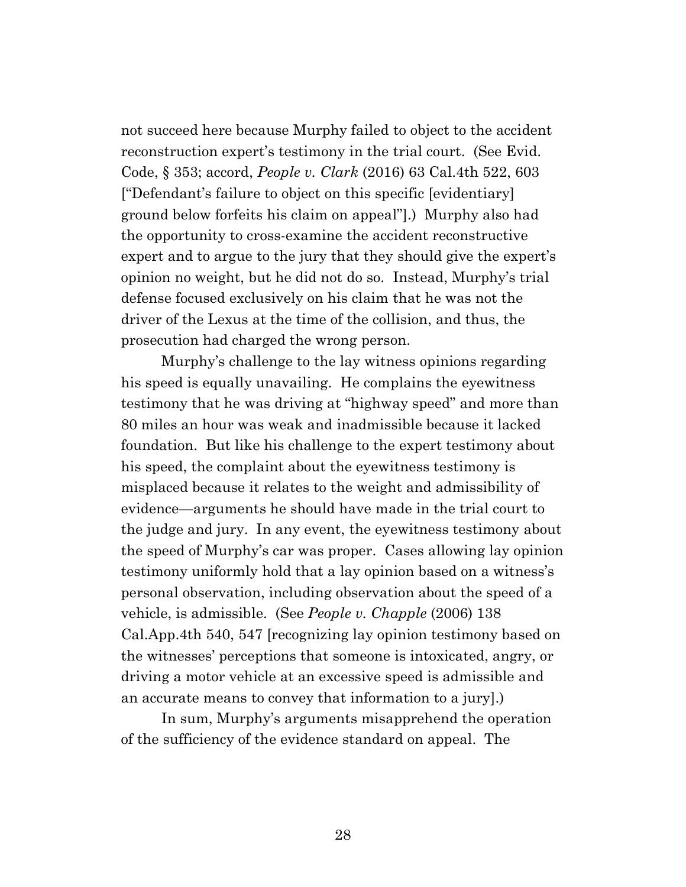not succeed here because Murphy failed to object to the accident reconstruction expert's testimony in the trial court. (See Evid. Code, § 353; accord, *People v. Clark* (2016) 63 Cal.4th 522, 603 ["Defendant's failure to object on this specific [evidentiary] ground below forfeits his claim on appeal"].) Murphy also had the opportunity to cross-examine the accident reconstructive expert and to argue to the jury that they should give the expert's opinion no weight, but he did not do so. Instead, Murphy's trial defense focused exclusively on his claim that he was not the driver of the Lexus at the time of the collision, and thus, the prosecution had charged the wrong person.

Murphy's challenge to the lay witness opinions regarding his speed is equally unavailing. He complains the eyewitness testimony that he was driving at "highway speed" and more than 80 miles an hour was weak and inadmissible because it lacked foundation. But like his challenge to the expert testimony about his speed, the complaint about the eyewitness testimony is misplaced because it relates to the weight and admissibility of evidence—arguments he should have made in the trial court to the judge and jury. In any event, the eyewitness testimony about the speed of Murphy's car was proper. Cases allowing lay opinion testimony uniformly hold that a lay opinion based on a witness's personal observation, including observation about the speed of a vehicle, is admissible. (See *People v. Chapple* (2006) 138 Cal.App.4th 540, 547 [recognizing lay opinion testimony based on the witnesses' perceptions that someone is intoxicated, angry, or driving a motor vehicle at an excessive speed is admissible and an accurate means to convey that information to a jury].)

In sum, Murphy's arguments misapprehend the operation of the sufficiency of the evidence standard on appeal. The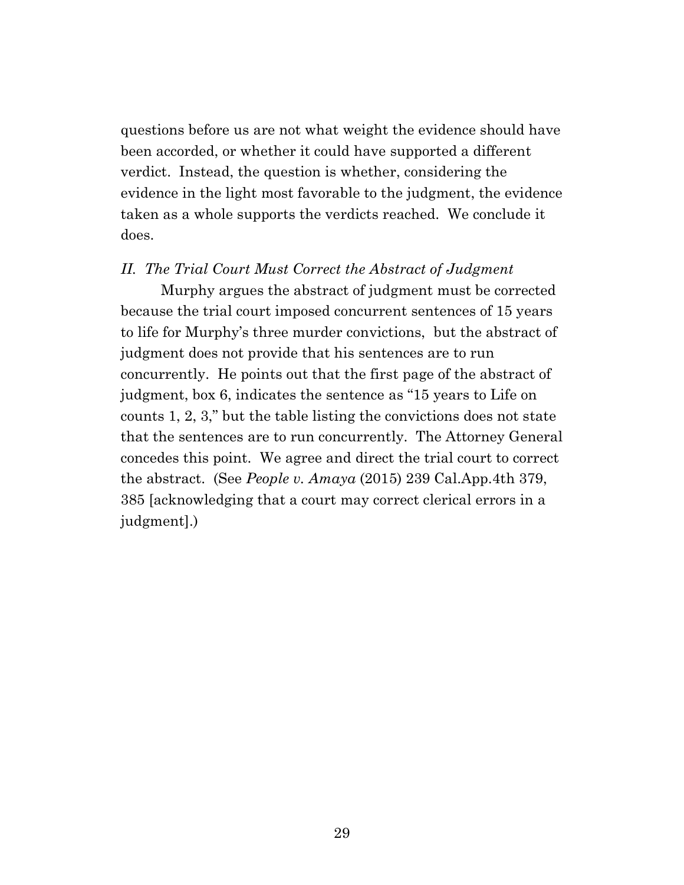questions before us are not what weight the evidence should have been accorded, or whether it could have supported a different verdict. Instead, the question is whether, considering the evidence in the light most favorable to the judgment, the evidence taken as a whole supports the verdicts reached. We conclude it does.

*II. The Trial Court Must Correct the Abstract of Judgment*

Murphy argues the abstract of judgment must be corrected because the trial court imposed concurrent sentences of 15 years to life for Murphy's three murder convictions, but the abstract of judgment does not provide that his sentences are to run concurrently. He points out that the first page of the abstract of judgment, box 6, indicates the sentence as "15 years to Life on counts 1, 2, 3," but the table listing the convictions does not state that the sentences are to run concurrently. The Attorney General concedes this point. We agree and direct the trial court to correct the abstract. (See *People v. Amaya* (2015) 239 Cal.App.4th 379, 385 [acknowledging that a court may correct clerical errors in a judgment].)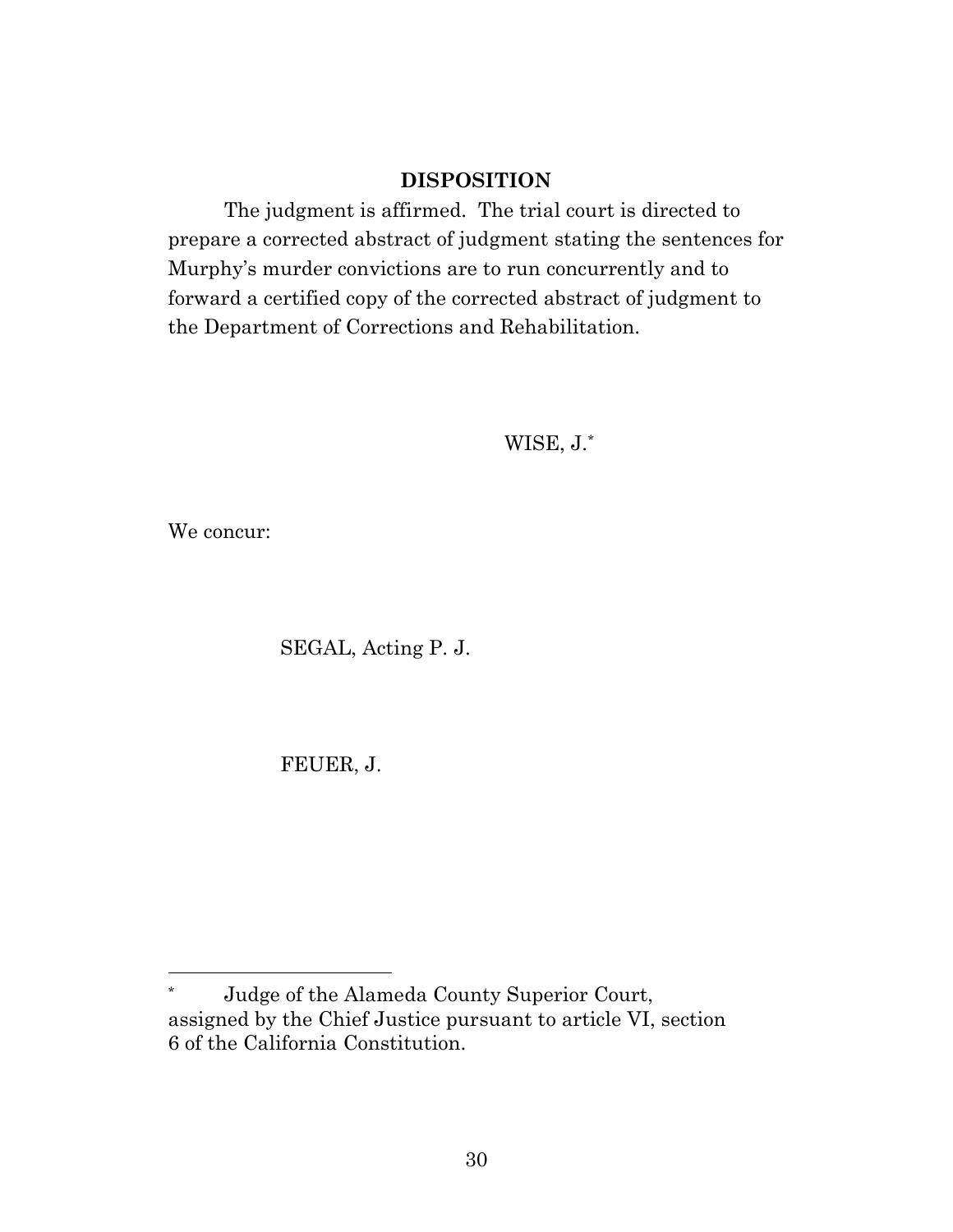## DISPOSITION

The judgment is affirmed. The trial court is directed to prepare a corrected abstract of judgment stating the sentences for Murphy's murder convictions are to run concurrently and to forward a certified copy of the corrected abstract of judgment to the Department of Corrections and Rehabilitation.

WISE, J.*

We concur:

SEGAL, Acting P. J.

FEUER, J.

---

* Judge of the Alameda County Superior Court, assigned by the Chief Justice pursuant to article VI, section 6 of the California Constitution.